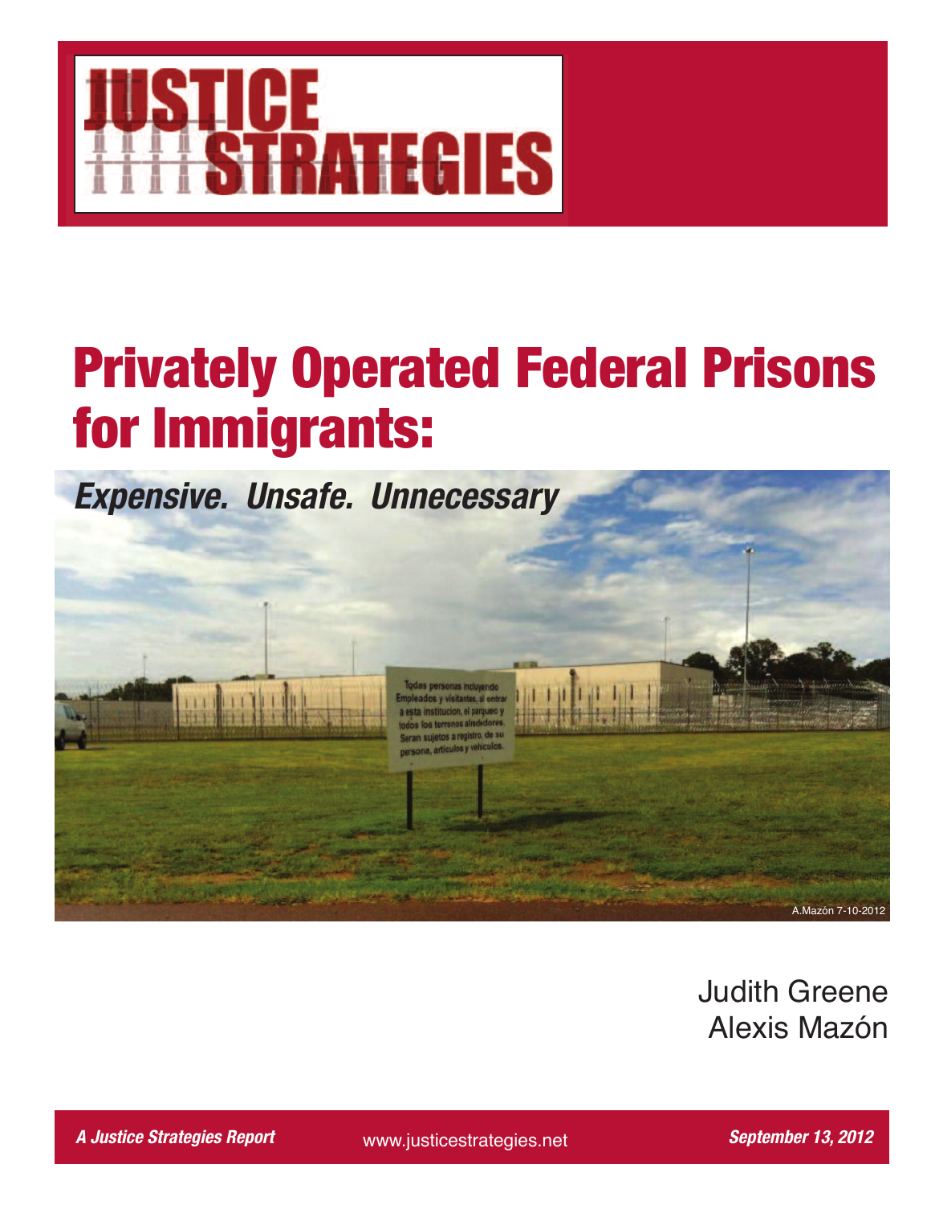# JUSTICE STRATEGIES

# Privately Operated Federal Prisons for Immigrants:

## *Expensive. Unsafe. Unnecessary*

A.Mazón 7-10-2012

Judith Greene
Alexis Mazón

***A Justice Strategies Report*** www.justicestrategies.net ***September 13, 2012***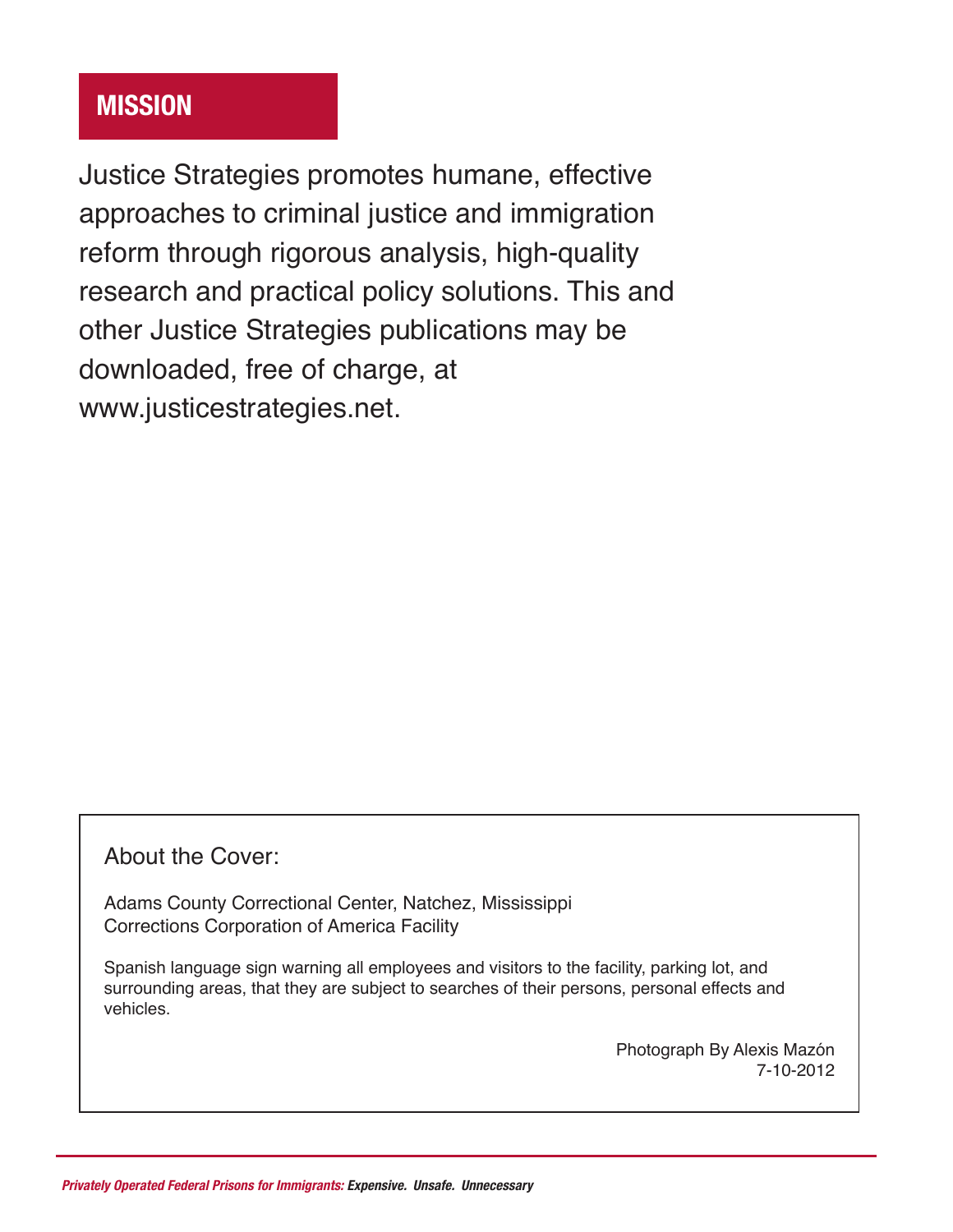## MISSION

Justice Strategies promotes humane, effective approaches to criminal justice and immigration reform through rigorous analysis, high-quality research and practical policy solutions. This and other Justice Strategies publications may be downloaded, free of charge, at www.justicestrategies.net.

About the Cover:

Adams County Correctional Center, Natchez, Mississippi
Corrections Corporation of America Facility

Spanish language sign warning all employees and visitors to the facility, parking lot, and surrounding areas, that they are subject to searches of their persons, personal effects and vehicles.

Photograph By Alexis Mazón
7-10-2012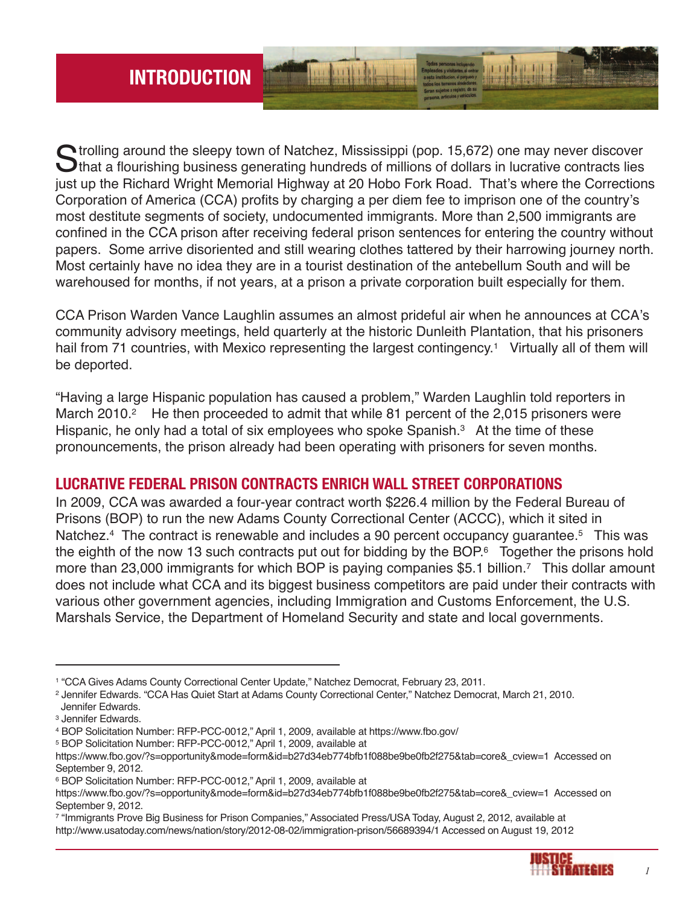# INTRODUCTION

Strolling around the sleepy town of Natchez, Mississippi (pop. 15,672) one may never discover that a flourishing business generating hundreds of millions of dollars in lucrative contracts lies just up the Richard Wright Memorial Highway at 20 Hobo Fork Road. That's where the Corrections Corporation of America (CCA) profits by charging a per diem fee to imprison one of the country's most destitute segments of society, undocumented immigrants. More than 2,500 immigrants are confined in the CCA prison after receiving federal prison sentences for entering the country without papers. Some arrive disoriented and still wearing clothes tattered by their harrowing journey north. Most certainly have no idea they are in a tourist destination of the antebellum South and will be warehoused for months, if not years, at a prison a private corporation built especially for them.

CCA Prison Warden Vance Laughlin assumes an almost prideful air when he announces at CCA's community advisory meetings, held quarterly at the historic Dunleith Plantation, that his prisoners hail from 71 countries, with Mexico representing the largest contingency.[1] Virtually all of them will be deported.

"Having a large Hispanic population has caused a problem," Warden Laughlin told reporters in March 2010.[2] He then proceeded to admit that while 81 percent of the 2,015 prisoners were Hispanic, he only had a total of six employees who spoke Spanish.[3] At the time of these pronouncements, the prison already had been operating with prisoners for seven months.

## LUCRATIVE FEDERAL PRISON CONTRACTS ENRICH WALL STREET CORPORATIONS

In 2009, CCA was awarded a four-year contract worth $226.4 million by the Federal Bureau of Prisons (BOP) to run the new Adams County Correctional Center (ACCC), which it sited in Natchez.[4] The contract is renewable and includes a 90 percent occupancy guarantee.[5] This was the eighth of the now 13 such contracts put out for bidding by the BOP.[6] Together the prisons hold more than 23,000 immigrants for which BOP is paying companies $5.1 billion.[7] This dollar amount does not include what CCA and its biggest business competitors are paid under their contracts with various other government agencies, including Immigration and Customs Enforcement, the U.S. Marshals Service, the Department of Homeland Security and state and local governments.

---

[1] "CCA Gives Adams County Correctional Center Update," Natchez Democrat, February 23, 2011.

[2] Jennifer Edwards. "CCA Has Quiet Start at Adams County Correctional Center," Natchez Democrat, March 21, 2010. Jennifer Edwards.

[3] Jennifer Edwards.

[4] BOP Solicitation Number: RFP-PCC-0012," April 1, 2009, available at https://www.fbo.gov/

[5] BOP Solicitation Number: RFP-PCC-0012," April 1, 2009, available at https://www.fbo.gov/?s=opportunity&mode=form&id=b27d34eb774bfb1f088be9be0fb2f275&tab=core&_cview=1 Accessed on September 9, 2012.

[6] BOP Solicitation Number: RFP-PCC-0012," April 1, 2009, available at https://www.fbo.gov/?s=opportunity&mode=form&id=b27d34eb774bfb1f088be9be0fb2f275&tab=core&_cview=1 Accessed on September 9, 2012.

[7] "Immigrants Prove Big Business for Prison Companies," Associated Press/USA Today, August 2, 2012, available at http://www.usatoday.com/news/nation/story/2012-08-02/immigration-prison/56689394/1 Accessed on August 19, 2012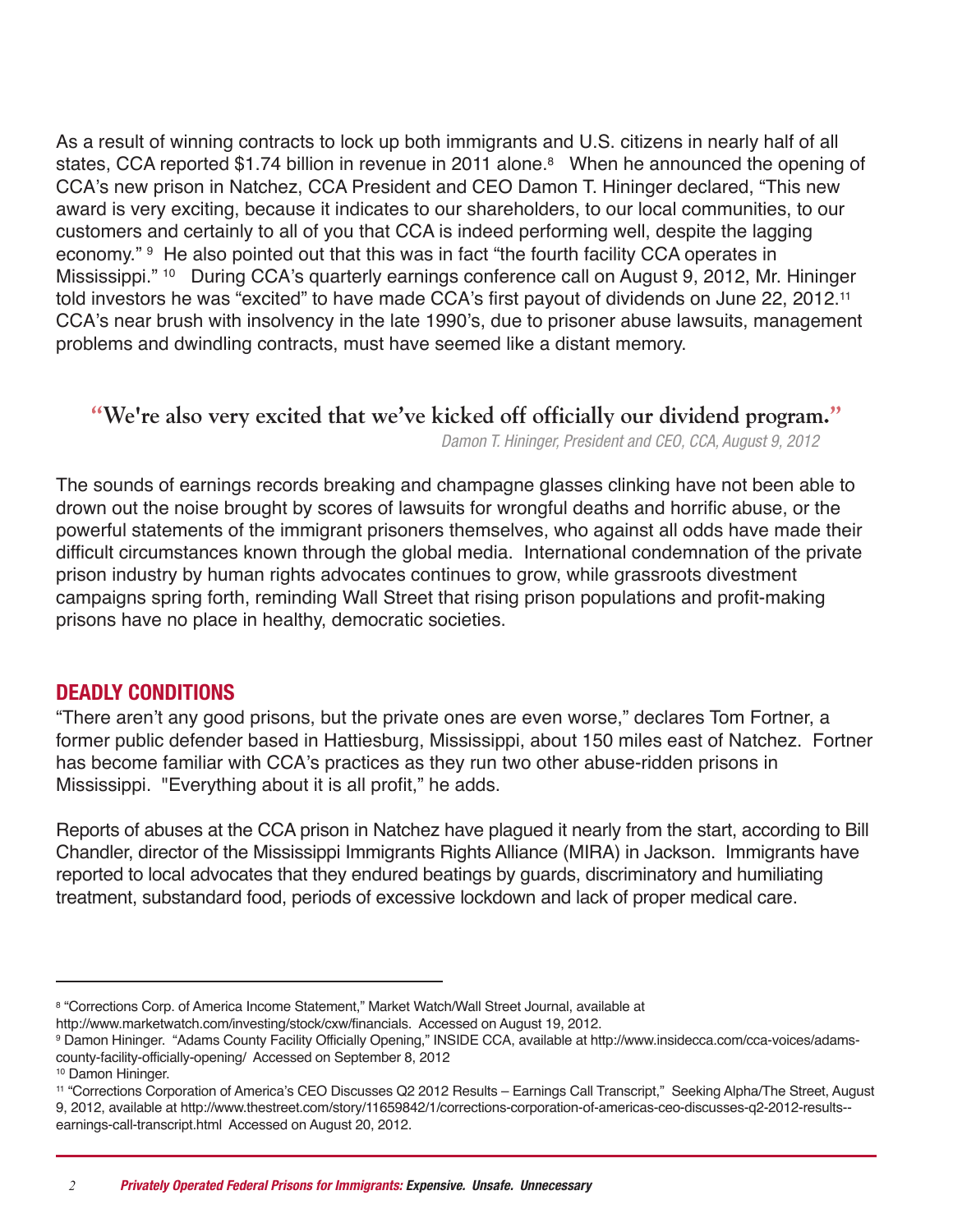As a result of winning contracts to lock up both immigrants and U.S. citizens in nearly half of all states, CCA reported $1.74 billion in revenue in 2011 alone.[8] When he announced the opening of CCA's new prison in Natchez, CCA President and CEO Damon T. Hininger declared, "This new award is very exciting, because it indicates to our shareholders, to our local communities, to our customers and certainly to all of you that CCA is indeed performing well, despite the lagging economy." [9] He also pointed out that this was in fact "the fourth facility CCA operates in Mississippi." [10] During CCA's quarterly earnings conference call on August 9, 2012, Mr. Hininger told investors he was "excited" to have made CCA's first payout of dividends on June 22, 2012.[11] CCA's near brush with insolvency in the late 1990's, due to prisoner abuse lawsuits, management problems and dwindling contracts, must have seemed like a distant memory.

> **"We're also very excited that we've kicked off officially our dividend program."**
>
> *Damon T. Hininger, President and CEO, CCA, August 9, 2012*

The sounds of earnings records breaking and champagne glasses clinking have not been able to drown out the noise brought by scores of lawsuits for wrongful deaths and horrific abuse, or the powerful statements of the immigrant prisoners themselves, who against all odds have made their difficult circumstances known through the global media. International condemnation of the private prison industry by human rights advocates continues to grow, while grassroots divestment campaigns spring forth, reminding Wall Street that rising prison populations and profit-making prisons have no place in healthy, democratic societies.

## DEADLY CONDITIONS

"There aren't any good prisons, but the private ones are even worse," declares Tom Fortner, a former public defender based in Hattiesburg, Mississippi, about 150 miles east of Natchez. Fortner has become familiar with CCA's practices as they run two other abuse-ridden prisons in Mississippi. "Everything about it is all profit," he adds.

Reports of abuses at the CCA prison in Natchez have plagued it nearly from the start, according to Bill Chandler, director of the Mississippi Immigrants Rights Alliance (MIRA) in Jackson. Immigrants have reported to local advocates that they endured beatings by guards, discriminatory and humiliating treatment, substandard food, periods of excessive lockdown and lack of proper medical care.

---

[8] "Corrections Corp. of America Income Statement," Market Watch/Wall Street Journal, available at http://www.marketwatch.com/investing/stock/cxw/financials. Accessed on August 19, 2012.

[9] Damon Hininger. "Adams County Facility Officially Opening," INSIDE CCA, available at http://www.insidecca.com/cca-voices/adams-county-facility-officially-opening/ Accessed on September 8, 2012

[10] Damon Hininger.

[11] "Corrections Corporation of America's CEO Discusses Q2 2012 Results – Earnings Call Transcript," Seeking Alpha/The Street, August 9, 2012, available at http://www.thestreet.com/story/11659842/1/corrections-corporation-of-americas-ceo-discusses-q2-2012-results--earnings-call-transcript.html Accessed on August 20, 2012.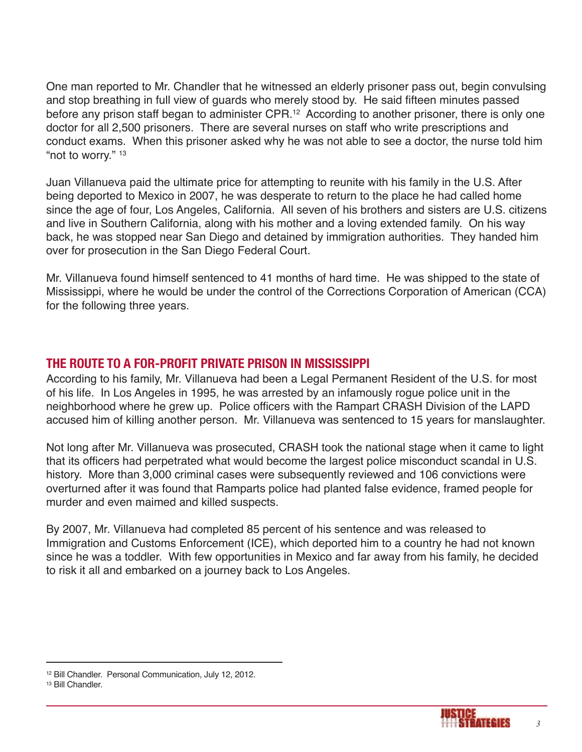One man reported to Mr. Chandler that he witnessed an elderly prisoner pass out, begin convulsing and stop breathing in full view of guards who merely stood by. He said fifteen minutes passed before any prison staff began to administer CPR.[12] According to another prisoner, there is only one doctor for all 2,500 prisoners. There are several nurses on staff who write prescriptions and conduct exams. When this prisoner asked why he was not able to see a doctor, the nurse told him "not to worry." [13]

Juan Villanueva paid the ultimate price for attempting to reunite with his family in the U.S. After being deported to Mexico in 2007, he was desperate to return to the place he had called home since the age of four, Los Angeles, California. All seven of his brothers and sisters are U.S. citizens and live in Southern California, along with his mother and a loving extended family. On his way back, he was stopped near San Diego and detained by immigration authorities. They handed him over for prosecution in the San Diego Federal Court.

Mr. Villanueva found himself sentenced to 41 months of hard time. He was shipped to the state of Mississippi, where he would be under the control of the Corrections Corporation of American (CCA) for the following three years.

## THE ROUTE TO A FOR-PROFIT PRIVATE PRISON IN MISSISSIPPI

According to his family, Mr. Villanueva had been a Legal Permanent Resident of the U.S. for most of his life. In Los Angeles in 1995, he was arrested by an infamously rogue police unit in the neighborhood where he grew up. Police officers with the Rampart CRASH Division of the LAPD accused him of killing another person. Mr. Villanueva was sentenced to 15 years for manslaughter.

Not long after Mr. Villanueva was prosecuted, CRASH took the national stage when it came to light that its officers had perpetrated what would become the largest police misconduct scandal in U.S. history. More than 3,000 criminal cases were subsequently reviewed and 106 convictions were overturned after it was found that Ramparts police had planted false evidence, framed people for murder and even maimed and killed suspects.

By 2007, Mr. Villanueva had completed 85 percent of his sentence and was released to Immigration and Customs Enforcement (ICE), which deported him to a country he had not known since he was a toddler. With few opportunities in Mexico and far away from his family, he decided to risk it all and embarked on a journey back to Los Angeles.

---

[12] Bill Chandler. Personal Communication, July 12, 2012.

[13] Bill Chandler.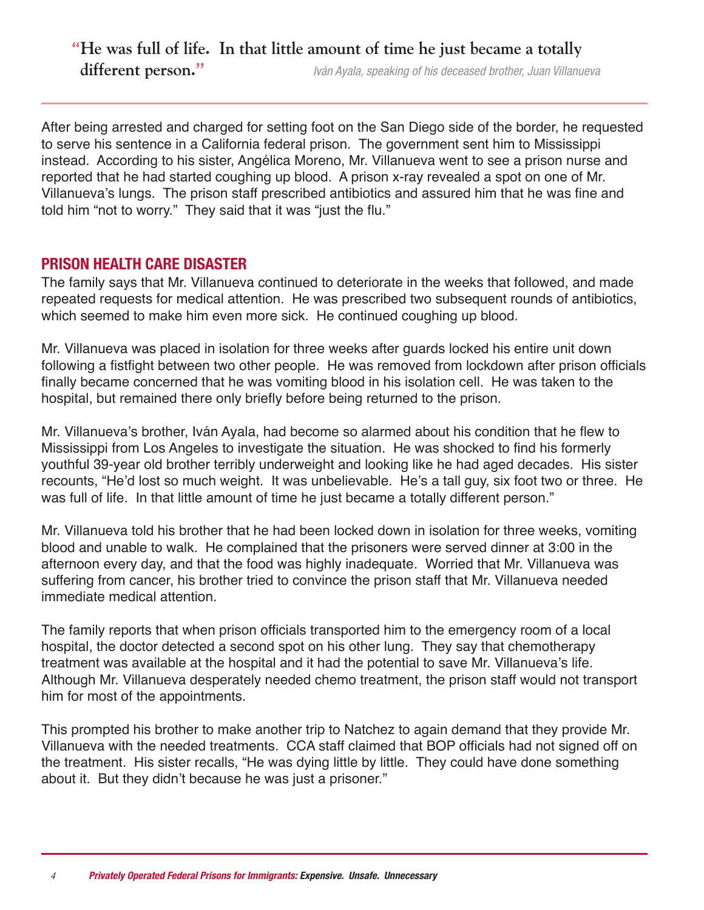> **"He was full of life. In that little amount of time he just became a totally different person."**
> *Iván Ayala, speaking of his deceased brother, Juan Villanueva*

After being arrested and charged for setting foot on the San Diego side of the border, he requested to serve his sentence in a California federal prison. The government sent him to Mississippi instead. According to his sister, Angélica Moreno, Mr. Villanueva went to see a prison nurse and reported that he had started coughing up blood. A prison x-ray revealed a spot on one of Mr. Villanueva's lungs. The prison staff prescribed antibiotics and assured him that he was fine and told him "not to worry." They said that it was "just the flu."

## PRISON HEALTH CARE DISASTER

The family says that Mr. Villanueva continued to deteriorate in the weeks that followed, and made repeated requests for medical attention. He was prescribed two subsequent rounds of antibiotics, which seemed to make him even more sick. He continued coughing up blood.

Mr. Villanueva was placed in isolation for three weeks after guards locked his entire unit down following a fistfight between two other people. He was removed from lockdown after prison officials finally became concerned that he was vomiting blood in his isolation cell. He was taken to the hospital, but remained there only briefly before being returned to the prison.

Mr. Villanueva's brother, Iván Ayala, had become so alarmed about his condition that he flew to Mississippi from Los Angeles to investigate the situation. He was shocked to find his formerly youthful 39-year old brother terribly underweight and looking like he had aged decades. His sister recounts, "He'd lost so much weight. It was unbelievable. He's a tall guy, six foot two or three. He was full of life. In that little amount of time he just became a totally different person."

Mr. Villanueva told his brother that he had been locked down in isolation for three weeks, vomiting blood and unable to walk. He complained that the prisoners were served dinner at 3:00 in the afternoon every day, and that the food was highly inadequate. Worried that Mr. Villanueva was suffering from cancer, his brother tried to convince the prison staff that Mr. Villanueva needed immediate medical attention.

The family reports that when prison officials transported him to the emergency room of a local hospital, the doctor detected a second spot on his other lung. They say that chemotherapy treatment was available at the hospital and it had the potential to save Mr. Villanueva's life. Although Mr. Villanueva desperately needed chemo treatment, the prison staff would not transport him for most of the appointments.

This prompted his brother to make another trip to Natchez to again demand that they provide Mr. Villanueva with the needed treatments. CCA staff claimed that BOP officials had not signed off on the treatment. His sister recalls, "He was dying little by little. They could have done something about it. But they didn't because he was just a prisoner."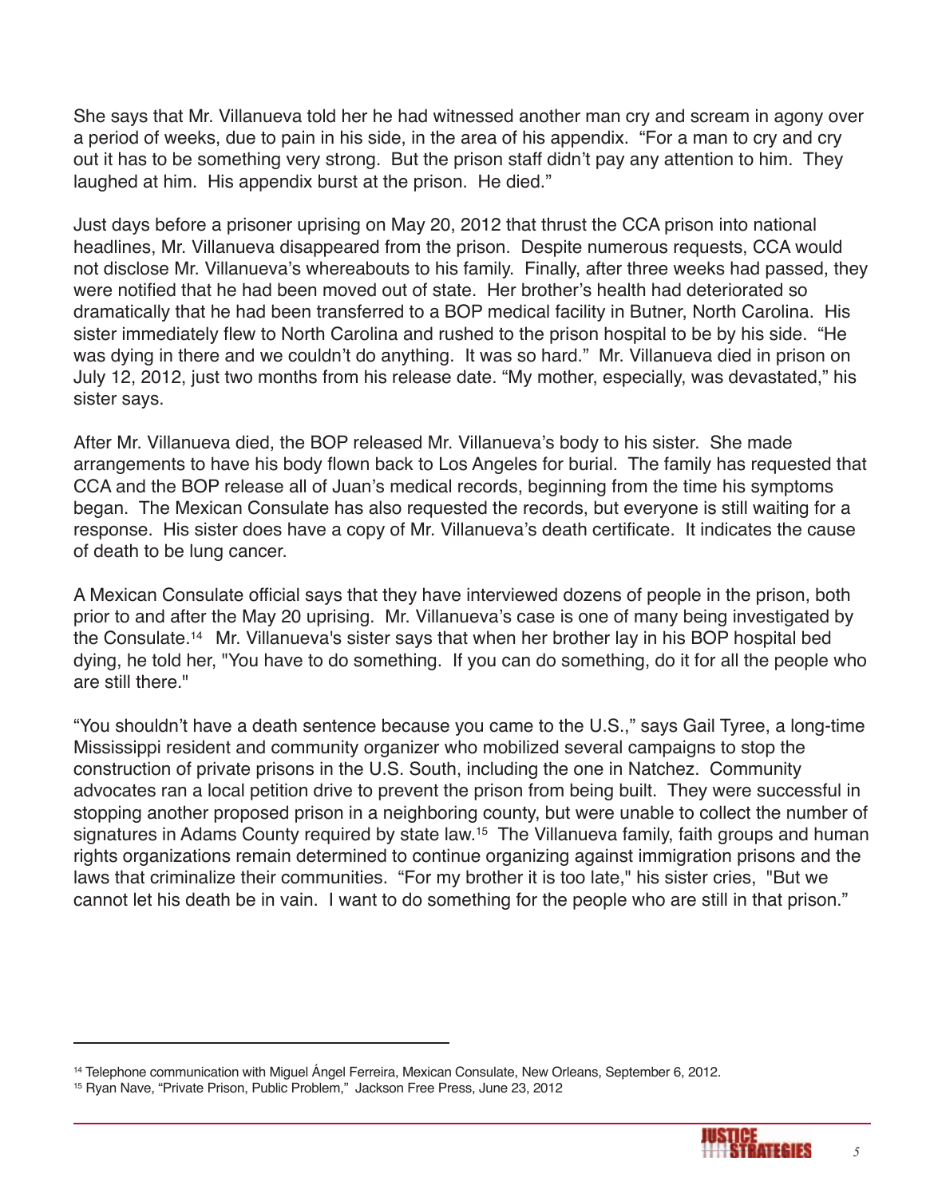She says that Mr. Villanueva told her he had witnessed another man cry and scream in agony over a period of weeks, due to pain in his side, in the area of his appendix. "For a man to cry and cry out it has to be something very strong. But the prison staff didn't pay any attention to him. They laughed at him. His appendix burst at the prison. He died."

Just days before a prisoner uprising on May 20, 2012 that thrust the CCA prison into national headlines, Mr. Villanueva disappeared from the prison. Despite numerous requests, CCA would not disclose Mr. Villanueva's whereabouts to his family. Finally, after three weeks had passed, they were notified that he had been moved out of state. Her brother's health had deteriorated so dramatically that he had been transferred to a BOP medical facility in Butner, North Carolina. His sister immediately flew to North Carolina and rushed to the prison hospital to be by his side. "He was dying in there and we couldn't do anything. It was so hard." Mr. Villanueva died in prison on July 12, 2012, just two months from his release date. "My mother, especially, was devastated," his sister says.

After Mr. Villanueva died, the BOP released Mr. Villanueva's body to his sister. She made arrangements to have his body flown back to Los Angeles for burial. The family has requested that CCA and the BOP release all of Juan's medical records, beginning from the time his symptoms began. The Mexican Consulate has also requested the records, but everyone is still waiting for a response. His sister does have a copy of Mr. Villanueva's death certificate. It indicates the cause of death to be lung cancer.

A Mexican Consulate official says that they have interviewed dozens of people in the prison, both prior to and after the May 20 uprising. Mr. Villanueva's case is one of many being investigated by the Consulate.[14] Mr. Villanueva's sister says that when her brother lay in his BOP hospital bed dying, he told her, "You have to do something. If you can do something, do it for all the people who are still there."

"You shouldn't have a death sentence because you came to the U.S.," says Gail Tyree, a long-time Mississippi resident and community organizer who mobilized several campaigns to stop the construction of private prisons in the U.S. South, including the one in Natchez. Community advocates ran a local petition drive to prevent the prison from being built. They were successful in stopping another proposed prison in a neighboring county, but were unable to collect the number of signatures in Adams County required by state law.[15] The Villanueva family, faith groups and human rights organizations remain determined to continue organizing against immigration prisons and the laws that criminalize their communities. "For my brother it is too late," his sister cries, "But we cannot let his death be in vain. I want to do something for the people who are still in that prison."

---

[14] Telephone communication with Miguel Ángel Ferreira, Mexican Consulate, New Orleans, September 6, 2012.

[15] Ryan Nave, "Private Prison, Public Problem," Jackson Free Press, June 23, 2012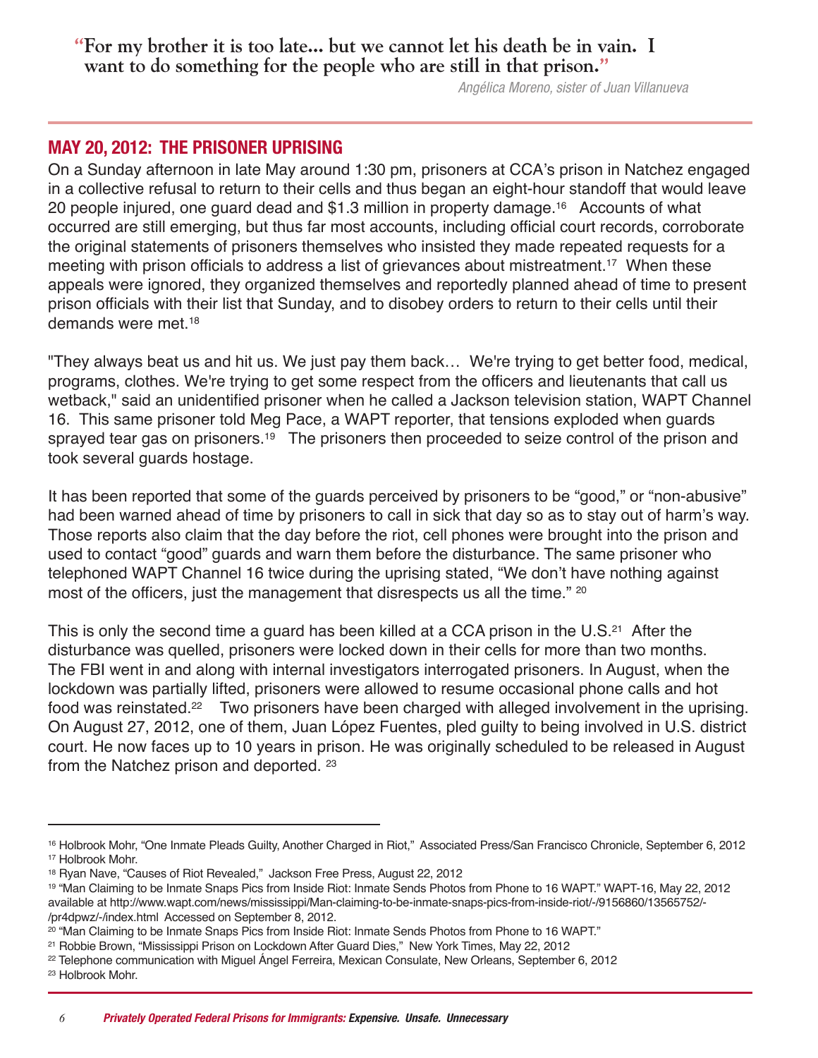> **"For my brother it is too late... but we cannot let his death be in vain. I want to do something for the people who are still in that prison."**
>
> *Angélica Moreno, sister of Juan Villanueva*

## MAY 20, 2012: THE PRISONER UPRISING

On a Sunday afternoon in late May around 1:30 pm, prisoners at CCA's prison in Natchez engaged in a collective refusal to return to their cells and thus began an eight-hour standoff that would leave 20 people injured, one guard dead and $1.3 million in property damage.[16] Accounts of what occurred are still emerging, but thus far most accounts, including official court records, corroborate the original statements of prisoners themselves who insisted they made repeated requests for a meeting with prison officials to address a list of grievances about mistreatment.[17] When these appeals were ignored, they organized themselves and reportedly planned ahead of time to present prison officials with their list that Sunday, and to disobey orders to return to their cells until their demands were met.[18]

"They always beat us and hit us. We just pay them back… We're trying to get better food, medical, programs, clothes. We're trying to get some respect from the officers and lieutenants that call us wetback," said an unidentified prisoner when he called a Jackson television station, WAPT Channel 16. This same prisoner told Meg Pace, a WAPT reporter, that tensions exploded when guards sprayed tear gas on prisoners.[19] The prisoners then proceeded to seize control of the prison and took several guards hostage.

It has been reported that some of the guards perceived by prisoners to be "good," or "non-abusive" had been warned ahead of time by prisoners to call in sick that day so as to stay out of harm's way. Those reports also claim that the day before the riot, cell phones were brought into the prison and used to contact "good" guards and warn them before the disturbance. The same prisoner who telephoned WAPT Channel 16 twice during the uprising stated, "We don't have nothing against most of the officers, just the management that disrespects us all the time." [20]

This is only the second time a guard has been killed at a CCA prison in the U.S.[21] After the disturbance was quelled, prisoners were locked down in their cells for more than two months. The FBI went in and along with internal investigators interrogated prisoners. In August, when the lockdown was partially lifted, prisoners were allowed to resume occasional phone calls and hot food was reinstated.[22] Two prisoners have been charged with alleged involvement in the uprising. On August 27, 2012, one of them, Juan López Fuentes, pled guilty to being involved in U.S. district court. He now faces up to 10 years in prison. He was originally scheduled to be released in August from the Natchez prison and deported. [23]

---

[16] Holbrook Mohr, "One Inmate Pleads Guilty, Another Charged in Riot," Associated Press/San Francisco Chronicle, September 6, 2012

[17] Holbrook Mohr.

[18] Ryan Nave, "Causes of Riot Revealed," Jackson Free Press, August 22, 2012

[19] "Man Claiming to be Inmate Snaps Pics from Inside Riot: Inmate Sends Photos from Phone to 16 WAPT." WAPT-16, May 22, 2012 available at http://www.wapt.com/news/mississippi/Man-claiming-to-be-inmate-snaps-pics-from-inside-riot/-/9156860/13565752/-/pr4dpwz/-/index.html Accessed on September 8, 2012.

[20] "Man Claiming to be Inmate Snaps Pics from Inside Riot: Inmate Sends Photos from Phone to 16 WAPT."

[21] Robbie Brown, "Mississippi Prison on Lockdown After Guard Dies," New York Times, May 22, 2012

[22] Telephone communication with Miguel Ángel Ferreira, Mexican Consulate, New Orleans, September 6, 2012

[23] Holbrook Mohr.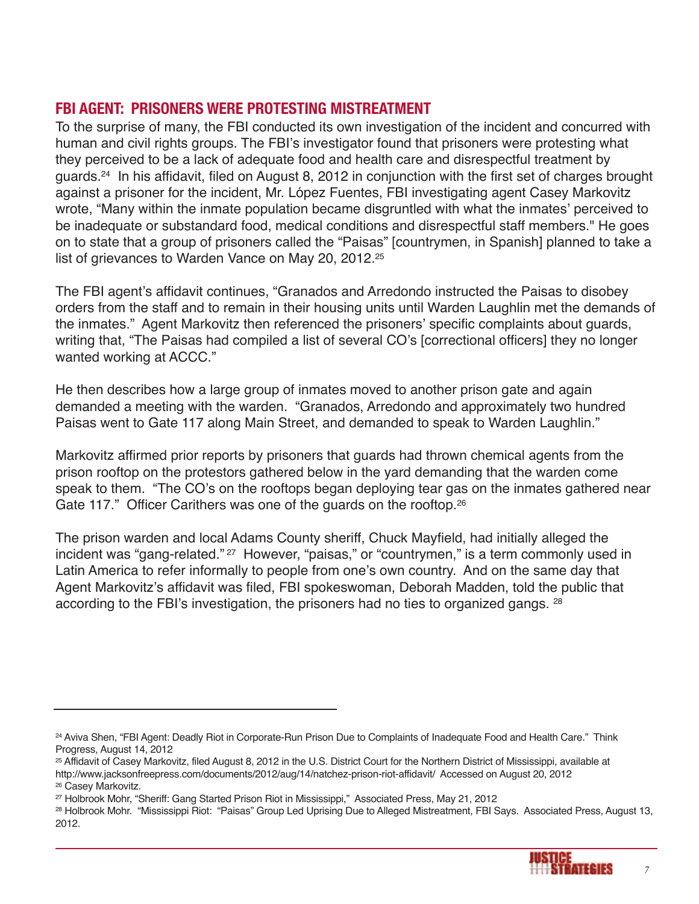## FBI AGENT: PRISONERS WERE PROTESTING MISTREATMENT

To the surprise of many, the FBI conducted its own investigation of the incident and concurred with human and civil rights groups. The FBI's investigator found that prisoners were protesting what they perceived to be a lack of adequate food and health care and disrespectful treatment by guards.[24] In his affidavit, filed on August 8, 2012 in conjunction with the first set of charges brought against a prisoner for the incident, Mr. López Fuentes, FBI investigating agent Casey Markovitz wrote, "Many within the inmate population became disgruntled with what the inmates' perceived to be inadequate or substandard food, medical conditions and disrespectful staff members." He goes on to state that a group of prisoners called the "Paisas" [countrymen, in Spanish] planned to take a list of grievances to Warden Vance on May 20, 2012.[25]

The FBI agent's affidavit continues, "Granados and Arredondo instructed the Paisas to disobey orders from the staff and to remain in their housing units until Warden Laughlin met the demands of the inmates." Agent Markovitz then referenced the prisoners' specific complaints about guards, writing that, "The Paisas had compiled a list of several CO's [correctional officers] they no longer wanted working at ACCC."

He then describes how a large group of inmates moved to another prison gate and again demanded a meeting with the warden. "Granados, Arredondo and approximately two hundred Paisas went to Gate 117 along Main Street, and demanded to speak to Warden Laughlin."

Markovitz affirmed prior reports by prisoners that guards had thrown chemical agents from the prison rooftop on the protestors gathered below in the yard demanding that the warden come speak to them. "The CO's on the rooftops began deploying tear gas on the inmates gathered near Gate 117." Officer Carithers was one of the guards on the rooftop.[26]

The prison warden and local Adams County sheriff, Chuck Mayfield, had initially alleged the incident was "gang-related."[27] However, "paisas," or "countrymen," is a term commonly used in Latin America to refer informally to people from one's own country. And on the same day that Agent Markovitz's affidavit was filed, FBI spokeswoman, Deborah Madden, told the public that according to the FBI's investigation, the prisoners had no ties to organized gangs.[28]

---

[24] Aviva Shen, "FBI Agent: Deadly Riot in Corporate-Run Prison Due to Complaints of Inadequate Food and Health Care." Think Progress, August 14, 2012

[25] Affidavit of Casey Markovitz, filed August 8, 2012 in the U.S. District Court for the Northern District of Mississippi, available at http://www.jacksonfreepress.com/documents/2012/aug/14/natchez-prison-riot-affidavit/ Accessed on August 20, 2012

[26] Casey Markovitz.

[27] Holbrook Mohr, "Sheriff: Gang Started Prison Riot in Mississippi," Associated Press, May 21, 2012

[28] Holbrook Mohr. "Mississippi Riot: "Paisas" Group Led Uprising Due to Alleged Mistreatment, FBI Says. Associated Press, August 13, 2012.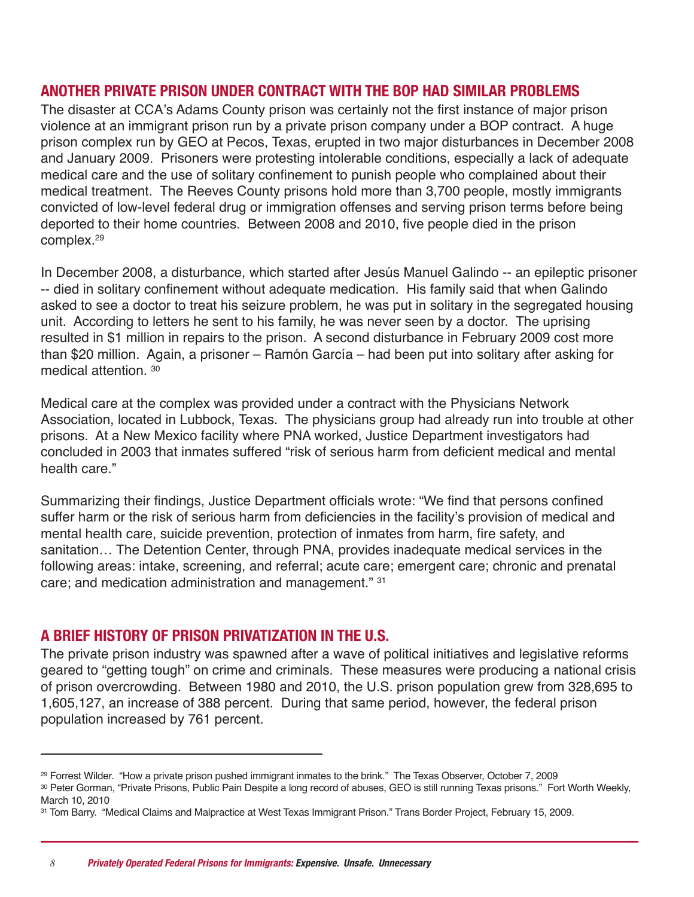## ANOTHER PRIVATE PRISON UNDER CONTRACT WITH THE BOP HAD SIMILAR PROBLEMS

The disaster at CCA's Adams County prison was certainly not the first instance of major prison violence at an immigrant prison run by a private prison company under a BOP contract. A huge prison complex run by GEO at Pecos, Texas, erupted in two major disturbances in December 2008 and January 2009. Prisoners were protesting intolerable conditions, especially a lack of adequate medical care and the use of solitary confinement to punish people who complained about their medical treatment. The Reeves County prisons hold more than 3,700 people, mostly immigrants convicted of low-level federal drug or immigration offenses and serving prison terms before being deported to their home countries. Between 2008 and 2010, five people died in the prison complex.[29]

In December 2008, a disturbance, which started after Jesús Manuel Galindo -- an epileptic prisoner -- died in solitary confinement without adequate medication. His family said that when Galindo asked to see a doctor to treat his seizure problem, he was put in solitary in the segregated housing unit. According to letters he sent to his family, he was never seen by a doctor. The uprising resulted in $1 million in repairs to the prison. A second disturbance in February 2009 cost more than $20 million. Again, a prisoner – Ramón García – had been put into solitary after asking for medical attention.[30]

Medical care at the complex was provided under a contract with the Physicians Network Association, located in Lubbock, Texas. The physicians group had already run into trouble at other prisons. At a New Mexico facility where PNA worked, Justice Department investigators had concluded in 2003 that inmates suffered "risk of serious harm from deficient medical and mental health care."

Summarizing their findings, Justice Department officials wrote: "We find that persons confined suffer harm or the risk of serious harm from deficiencies in the facility's provision of medical and mental health care, suicide prevention, protection of inmates from harm, fire safety, and sanitation… The Detention Center, through PNA, provides inadequate medical services in the following areas: intake, screening, and referral; acute care; emergent care; chronic and prenatal care; and medication administration and management."[31]

## A BRIEF HISTORY OF PRISON PRIVATIZATION IN THE U.S.

The private prison industry was spawned after a wave of political initiatives and legislative reforms geared to "getting tough" on crime and criminals. These measures were producing a national crisis of prison overcrowding. Between 1980 and 2010, the U.S. prison population grew from 328,695 to 1,605,127, an increase of 388 percent. During that same period, however, the federal prison population increased by 761 percent.

---

[29] Forrest Wilder. "How a private prison pushed immigrant inmates to the brink." The Texas Observer, October 7, 2009

[30] Peter Gorman, "Private Prisons, Public Pain Despite a long record of abuses, GEO is still running Texas prisons." Fort Worth Weekly, March 10, 2010

[31] Tom Barry. "Medical Claims and Malpractice at West Texas Immigrant Prison." Trans Border Project, February 15, 2009.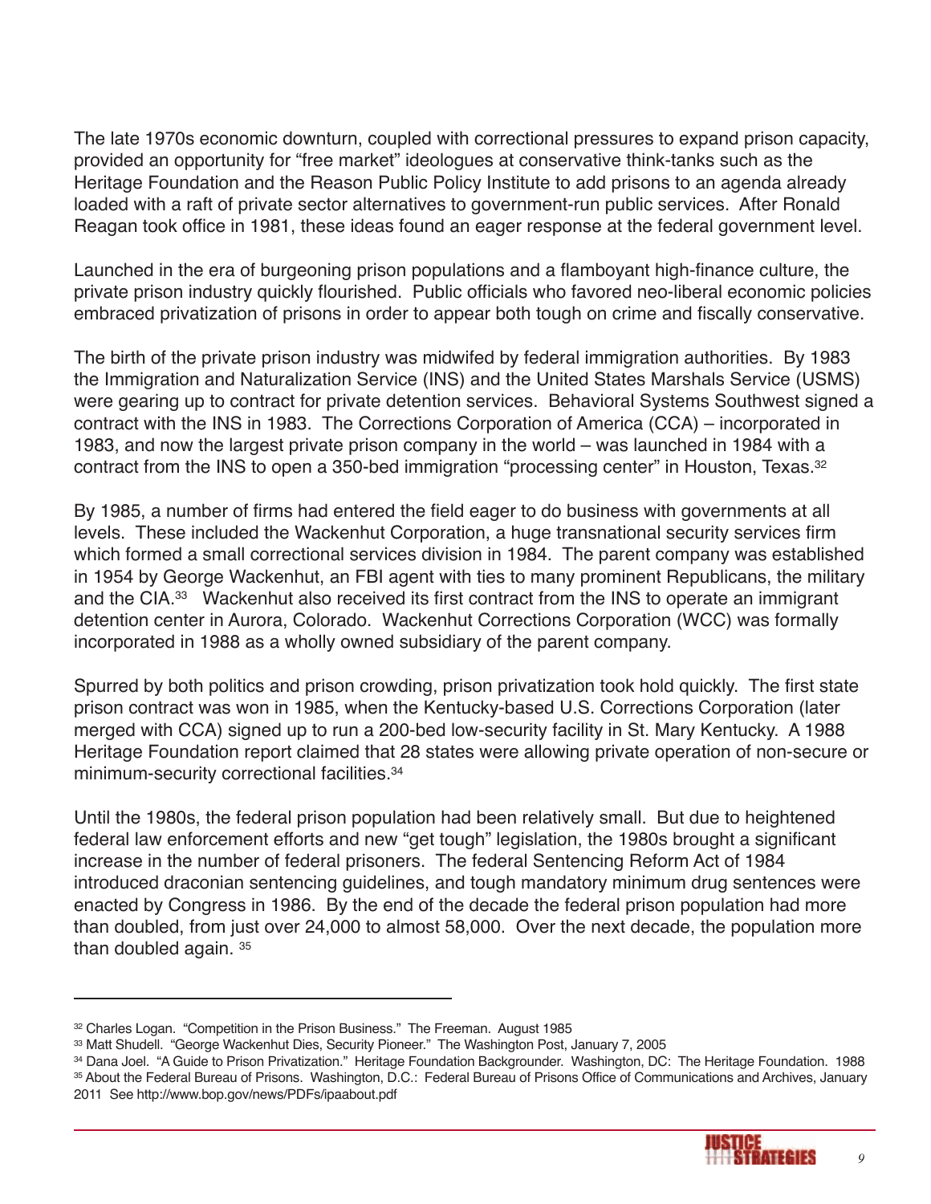The late 1970s economic downturn, coupled with correctional pressures to expand prison capacity, provided an opportunity for "free market" ideologues at conservative think-tanks such as the Heritage Foundation and the Reason Public Policy Institute to add prisons to an agenda already loaded with a raft of private sector alternatives to government-run public services. After Ronald Reagan took office in 1981, these ideas found an eager response at the federal government level.

Launched in the era of burgeoning prison populations and a flamboyant high-finance culture, the private prison industry quickly flourished. Public officials who favored neo-liberal economic policies embraced privatization of prisons in order to appear both tough on crime and fiscally conservative.

The birth of the private prison industry was midwifed by federal immigration authorities. By 1983 the Immigration and Naturalization Service (INS) and the United States Marshals Service (USMS) were gearing up to contract for private detention services. Behavioral Systems Southwest signed a contract with the INS in 1983. The Corrections Corporation of America (CCA) – incorporated in 1983, and now the largest private prison company in the world – was launched in 1984 with a contract from the INS to open a 350-bed immigration "processing center" in Houston, Texas.[32]

By 1985, a number of firms had entered the field eager to do business with governments at all levels. These included the Wackenhut Corporation, a huge transnational security services firm which formed a small correctional services division in 1984. The parent company was established in 1954 by George Wackenhut, an FBI agent with ties to many prominent Republicans, the military and the CIA.[33] Wackenhut also received its first contract from the INS to operate an immigrant detention center in Aurora, Colorado. Wackenhut Corrections Corporation (WCC) was formally incorporated in 1988 as a wholly owned subsidiary of the parent company.

Spurred by both politics and prison crowding, prison privatization took hold quickly. The first state prison contract was won in 1985, when the Kentucky-based U.S. Corrections Corporation (later merged with CCA) signed up to run a 200-bed low-security facility in St. Mary Kentucky. A 1988 Heritage Foundation report claimed that 28 states were allowing private operation of non-secure or minimum-security correctional facilities.[34]

Until the 1980s, the federal prison population had been relatively small. But due to heightened federal law enforcement efforts and new "get tough" legislation, the 1980s brought a significant increase in the number of federal prisoners. The federal Sentencing Reform Act of 1984 introduced draconian sentencing guidelines, and tough mandatory minimum drug sentences were enacted by Congress in 1986. By the end of the decade the federal prison population had more than doubled, from just over 24,000 to almost 58,000. Over the next decade, the population more than doubled again. [35]

---

[32] Charles Logan. "Competition in the Prison Business." The Freeman. August 1985

[33] Matt Shudell. "George Wackenhut Dies, Security Pioneer." The Washington Post, January 7, 2005

[34] Dana Joel. "A Guide to Prison Privatization." Heritage Foundation Backgrounder. Washington, DC: The Heritage Foundation. 1988

[35] About the Federal Bureau of Prisons. Washington, D.C.: Federal Bureau of Prisons Office of Communications and Archives, January 2011 See http://www.bop.gov/news/PDFs/ipaabout.pdf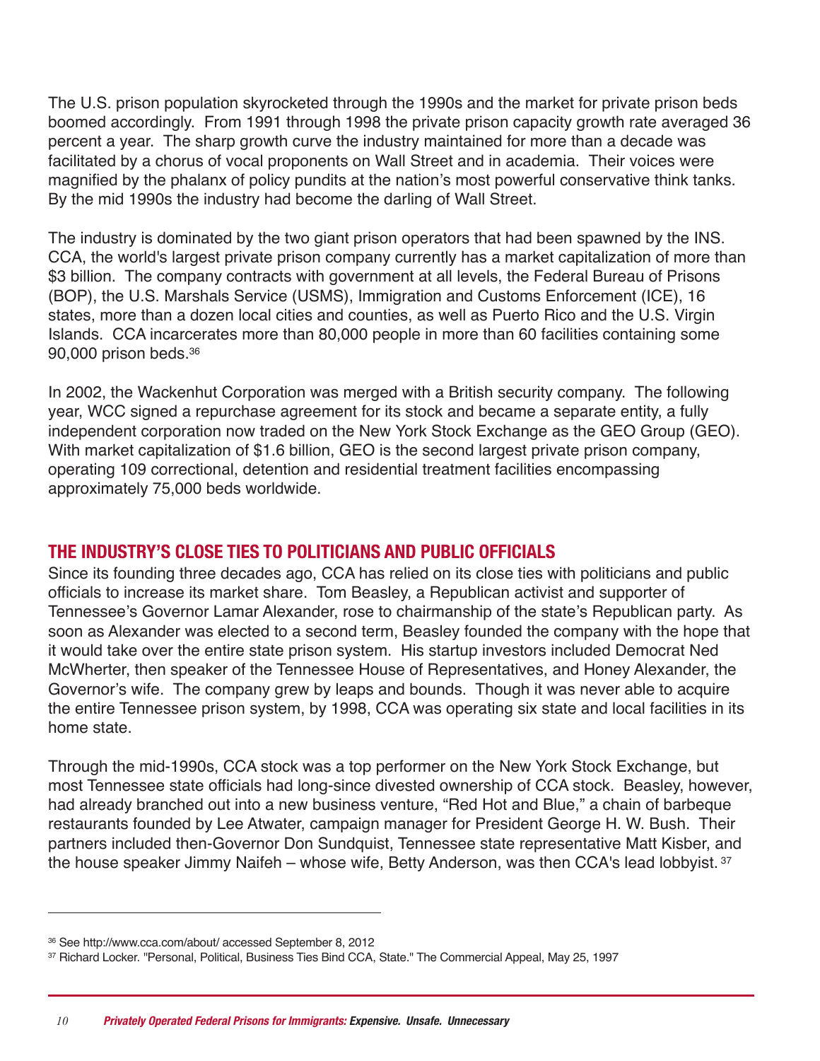The U.S. prison population skyrocketed through the 1990s and the market for private prison beds boomed accordingly. From 1991 through 1998 the private prison capacity growth rate averaged 36 percent a year. The sharp growth curve the industry maintained for more than a decade was facilitated by a chorus of vocal proponents on Wall Street and in academia. Their voices were magnified by the phalanx of policy pundits at the nation's most powerful conservative think tanks. By the mid 1990s the industry had become the darling of Wall Street.

The industry is dominated by the two giant prison operators that had been spawned by the INS. CCA, the world's largest private prison company currently has a market capitalization of more than $3 billion. The company contracts with government at all levels, the Federal Bureau of Prisons (BOP), the U.S. Marshals Service (USMS), Immigration and Customs Enforcement (ICE), 16 states, more than a dozen local cities and counties, as well as Puerto Rico and the U.S. Virgin Islands. CCA incarcerates more than 80,000 people in more than 60 facilities containing some 90,000 prison beds.[36]

In 2002, the Wackenhut Corporation was merged with a British security company. The following year, WCC signed a repurchase agreement for its stock and became a separate entity, a fully independent corporation now traded on the New York Stock Exchange as the GEO Group (GEO). With market capitalization of $1.6 billion, GEO is the second largest private prison company, operating 109 correctional, detention and residential treatment facilities encompassing approximately 75,000 beds worldwide.

## THE INDUSTRY'S CLOSE TIES TO POLITICIANS AND PUBLIC OFFICIALS

Since its founding three decades ago, CCA has relied on its close ties with politicians and public officials to increase its market share. Tom Beasley, a Republican activist and supporter of Tennessee's Governor Lamar Alexander, rose to chairmanship of the state's Republican party. As soon as Alexander was elected to a second term, Beasley founded the company with the hope that it would take over the entire state prison system. His startup investors included Democrat Ned McWherter, then speaker of the Tennessee House of Representatives, and Honey Alexander, the Governor's wife. The company grew by leaps and bounds. Though it was never able to acquire the entire Tennessee prison system, by 1998, CCA was operating six state and local facilities in its home state.

Through the mid-1990s, CCA stock was a top performer on the New York Stock Exchange, but most Tennessee state officials had long-since divested ownership of CCA stock. Beasley, however, had already branched out into a new business venture, "Red Hot and Blue," a chain of barbeque restaurants founded by Lee Atwater, campaign manager for President George H. W. Bush. Their partners included then-Governor Don Sundquist, Tennessee state representative Matt Kisber, and the house speaker Jimmy Naifeh – whose wife, Betty Anderson, was then CCA's lead lobbyist.[37]

---

[36] See http://www.cca.com/about/ accessed September 8, 2012

[37] Richard Locker. "Personal, Political, Business Ties Bind CCA, State." The Commercial Appeal, May 25, 1997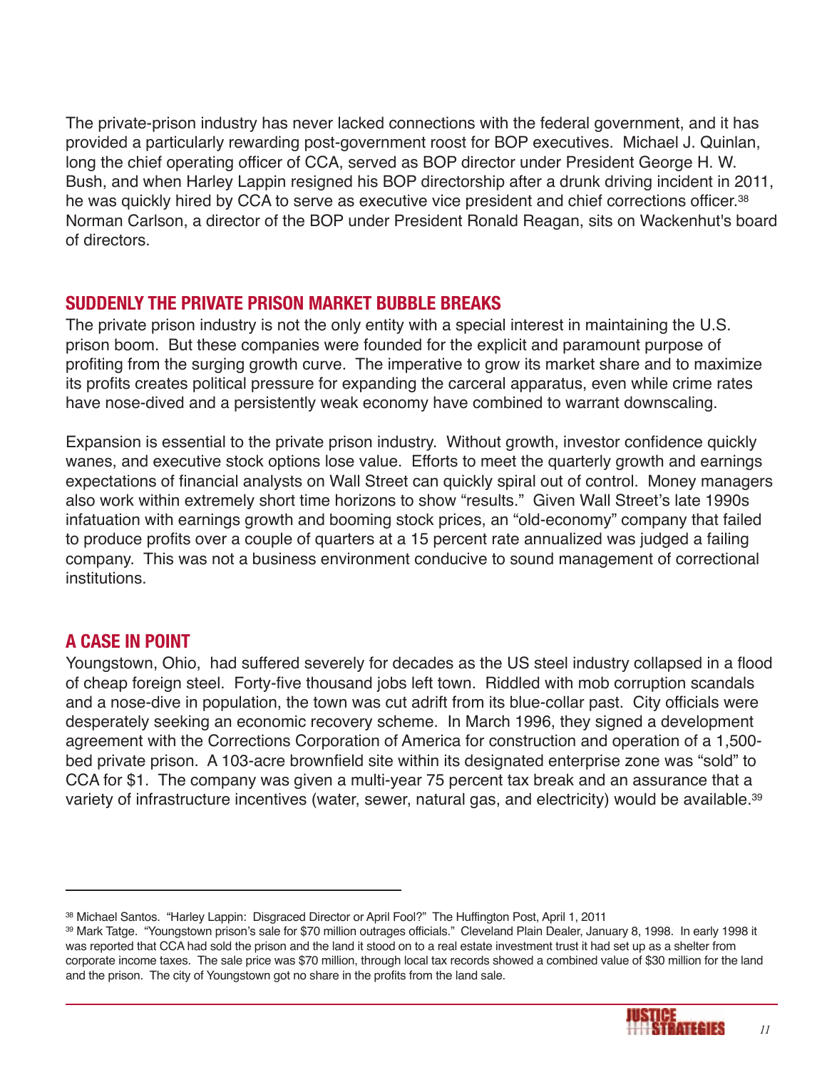The private-prison industry has never lacked connections with the federal government, and it has provided a particularly rewarding post-government roost for BOP executives. Michael J. Quinlan, long the chief operating officer of CCA, served as BOP director under President George H. W. Bush, and when Harley Lappin resigned his BOP directorship after a drunk driving incident in 2011, he was quickly hired by CCA to serve as executive vice president and chief corrections officer.[38] Norman Carlson, a director of the BOP under President Ronald Reagan, sits on Wackenhut's board of directors.

## SUDDENLY THE PRIVATE PRISON MARKET BUBBLE BREAKS

The private prison industry is not the only entity with a special interest in maintaining the U.S. prison boom. But these companies were founded for the explicit and paramount purpose of profiting from the surging growth curve. The imperative to grow its market share and to maximize its profits creates political pressure for expanding the carceral apparatus, even while crime rates have nose-dived and a persistently weak economy have combined to warrant downscaling.

Expansion is essential to the private prison industry. Without growth, investor confidence quickly wanes, and executive stock options lose value. Efforts to meet the quarterly growth and earnings expectations of financial analysts on Wall Street can quickly spiral out of control. Money managers also work within extremely short time horizons to show "results." Given Wall Street's late 1990s infatuation with earnings growth and booming stock prices, an "old-economy" company that failed to produce profits over a couple of quarters at a 15 percent rate annualized was judged a failing company. This was not a business environment conducive to sound management of correctional institutions.

## A CASE IN POINT

Youngstown, Ohio, had suffered severely for decades as the US steel industry collapsed in a flood of cheap foreign steel. Forty-five thousand jobs left town. Riddled with mob corruption scandals and a nose-dive in population, the town was cut adrift from its blue-collar past. City officials were desperately seeking an economic recovery scheme. In March 1996, they signed a development agreement with the Corrections Corporation of America for construction and operation of a 1,500-bed private prison. A 103-acre brownfield site within its designated enterprise zone was "sold" to CCA for $1. The company was given a multi-year 75 percent tax break and an assurance that a variety of infrastructure incentives (water, sewer, natural gas, and electricity) would be available.[39]

---

[38] Michael Santos. "Harley Lappin: Disgraced Director or April Fool?" The Huffington Post, April 1, 2011

[39] Mark Tatge. "Youngstown prison's sale for $70 million outrages officials." Cleveland Plain Dealer, January 8, 1998. In early 1998 it was reported that CCA had sold the prison and the land it stood on to a real estate investment trust it had set up as a shelter from corporate income taxes. The sale price was $70 million, through local tax records showed a combined value of $30 million for the land and the prison. The city of Youngstown got no share in the profits from the land sale.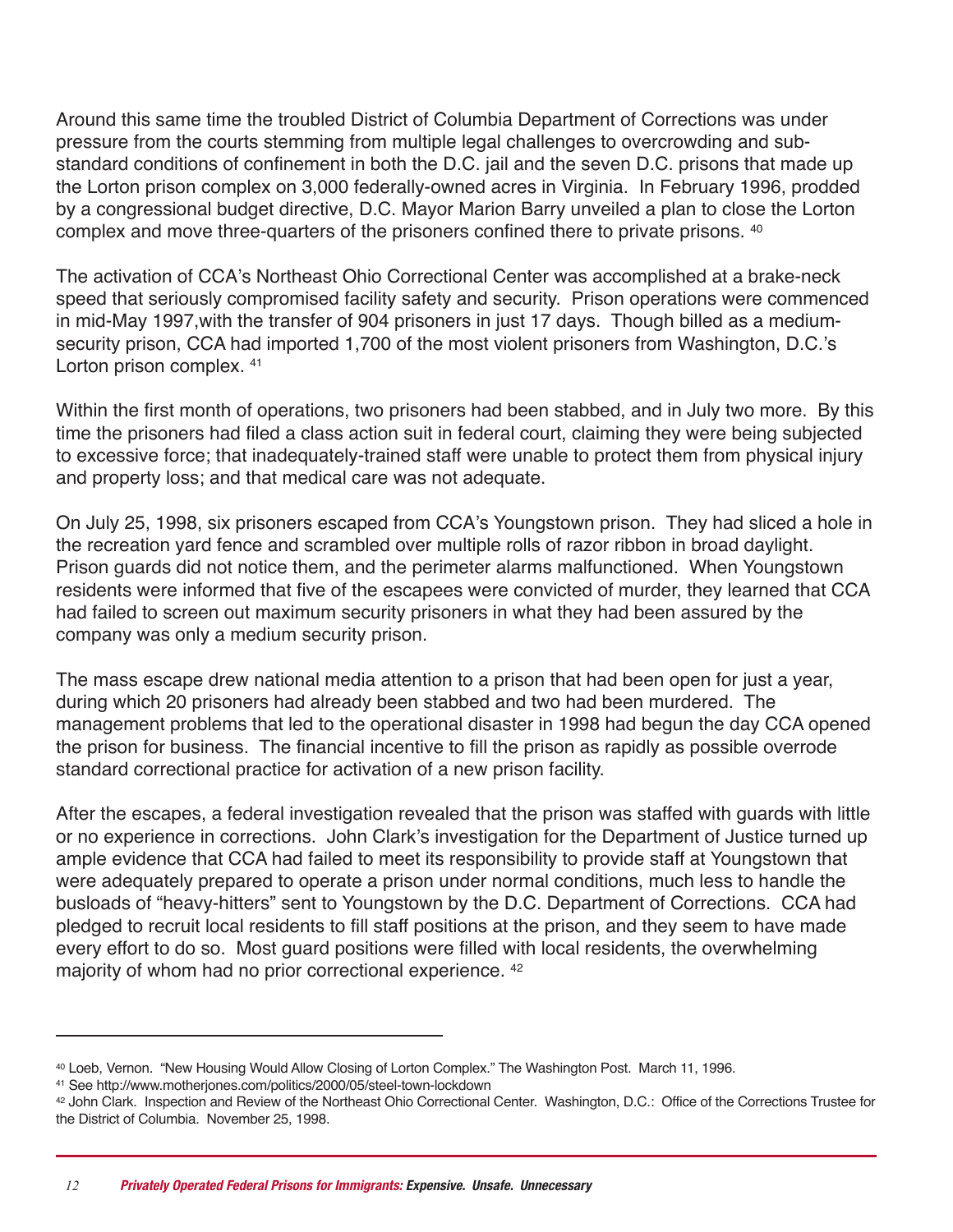Around this same time the troubled District of Columbia Department of Corrections was under pressure from the courts stemming from multiple legal challenges to overcrowding and sub-standard conditions of confinement in both the D.C. jail and the seven D.C. prisons that made up the Lorton prison complex on 3,000 federally-owned acres in Virginia. In February 1996, prodded by a congressional budget directive, D.C. Mayor Marion Barry unveiled a plan to close the Lorton complex and move three-quarters of the prisoners confined there to private prisons. [40]

The activation of CCA's Northeast Ohio Correctional Center was accomplished at a brake-neck speed that seriously compromised facility safety and security. Prison operations were commenced in mid-May 1997,with the transfer of 904 prisoners in just 17 days. Though billed as a medium-security prison, CCA had imported 1,700 of the most violent prisoners from Washington, D.C.'s Lorton prison complex. [41]

Within the first month of operations, two prisoners had been stabbed, and in July two more. By this time the prisoners had filed a class action suit in federal court, claiming they were being subjected to excessive force; that inadequately-trained staff were unable to protect them from physical injury and property loss; and that medical care was not adequate.

On July 25, 1998, six prisoners escaped from CCA's Youngstown prison. They had sliced a hole in the recreation yard fence and scrambled over multiple rolls of razor ribbon in broad daylight. Prison guards did not notice them, and the perimeter alarms malfunctioned. When Youngstown residents were informed that five of the escapees were convicted of murder, they learned that CCA had failed to screen out maximum security prisoners in what they had been assured by the company was only a medium security prison.

The mass escape drew national media attention to a prison that had been open for just a year, during which 20 prisoners had already been stabbed and two had been murdered. The management problems that led to the operational disaster in 1998 had begun the day CCA opened the prison for business. The financial incentive to fill the prison as rapidly as possible overrode standard correctional practice for activation of a new prison facility.

After the escapes, a federal investigation revealed that the prison was staffed with guards with little or no experience in corrections. John Clark's investigation for the Department of Justice turned up ample evidence that CCA had failed to meet its responsibility to provide staff at Youngstown that were adequately prepared to operate a prison under normal conditions, much less to handle the busloads of "heavy-hitters" sent to Youngstown by the D.C. Department of Corrections. CCA had pledged to recruit local residents to fill staff positions at the prison, and they seem to have made every effort to do so. Most guard positions were filled with local residents, the overwhelming majority of whom had no prior correctional experience. [42]

---

[40] Loeb, Vernon. "New Housing Would Allow Closing of Lorton Complex." The Washington Post. March 11, 1996.

[41] See http://www.motherjones.com/politics/2000/05/steel-town-lockdown

[42] John Clark. Inspection and Review of the Northeast Ohio Correctional Center. Washington, D.C.: Office of the Corrections Trustee for the District of Columbia. November 25, 1998.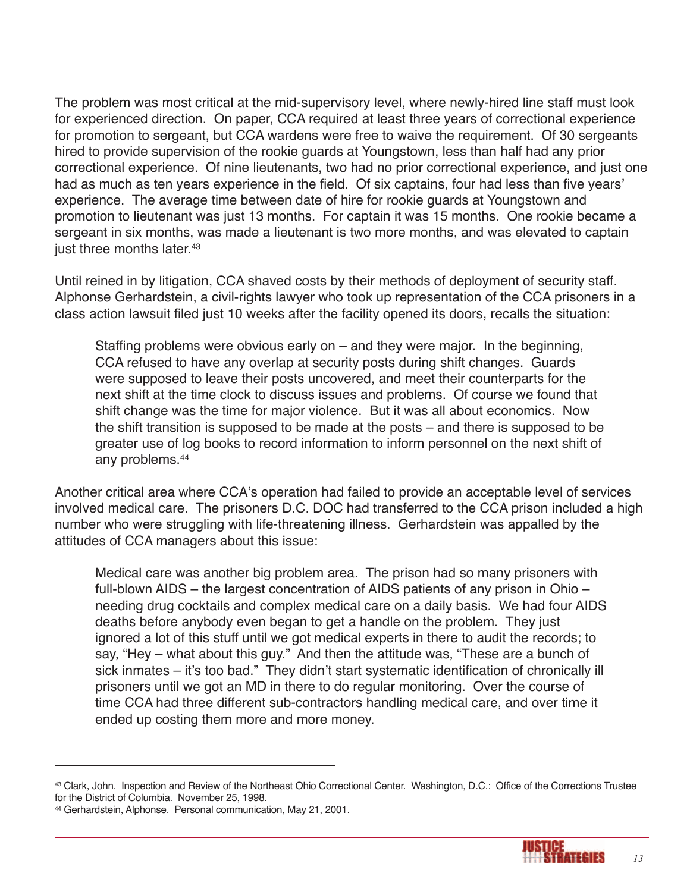The problem was most critical at the mid-supervisory level, where newly-hired line staff must look for experienced direction. On paper, CCA required at least three years of correctional experience for promotion to sergeant, but CCA wardens were free to waive the requirement. Of 30 sergeants hired to provide supervision of the rookie guards at Youngstown, less than half had any prior correctional experience. Of nine lieutenants, two had no prior correctional experience, and just one had as much as ten years experience in the field. Of six captains, four had less than five years' experience. The average time between date of hire for rookie guards at Youngstown and promotion to lieutenant was just 13 months. For captain it was 15 months. One rookie became a sergeant in six months, was made a lieutenant is two more months, and was elevated to captain just three months later.[43]

Until reined in by litigation, CCA shaved costs by their methods of deployment of security staff. Alphonse Gerhardstein, a civil-rights lawyer who took up representation of the CCA prisoners in a class action lawsuit filed just 10 weeks after the facility opened its doors, recalls the situation:

> Staffing problems were obvious early on – and they were major. In the beginning, CCA refused to have any overlap at security posts during shift changes. Guards were supposed to leave their posts uncovered, and meet their counterparts for the next shift at the time clock to discuss issues and problems. Of course we found that shift change was the time for major violence. But it was all about economics. Now the shift transition is supposed to be made at the posts – and there is supposed to be greater use of log books to record information to inform personnel on the next shift of any problems.[44]

Another critical area where CCA's operation had failed to provide an acceptable level of services involved medical care. The prisoners D.C. DOC had transferred to the CCA prison included a high number who were struggling with life-threatening illness. Gerhardstein was appalled by the attitudes of CCA managers about this issue:

> Medical care was another big problem area. The prison had so many prisoners with full-blown AIDS – the largest concentration of AIDS patients of any prison in Ohio – needing drug cocktails and complex medical care on a daily basis. We had four AIDS deaths before anybody even began to get a handle on the problem. They just ignored a lot of this stuff until we got medical experts in there to audit the records; to say, "Hey – what about this guy." And then the attitude was, "These are a bunch of sick inmates – it's too bad." They didn't start systematic identification of chronically ill prisoners until we got an MD in there to do regular monitoring. Over the course of time CCA had three different sub-contractors handling medical care, and over time it ended up costing them more and more money.

---

[43] Clark, John. Inspection and Review of the Northeast Ohio Correctional Center. Washington, D.C.: Office of the Corrections Trustee for the District of Columbia. November 25, 1998.

[44] Gerhardstein, Alphonse. Personal communication, May 21, 2001.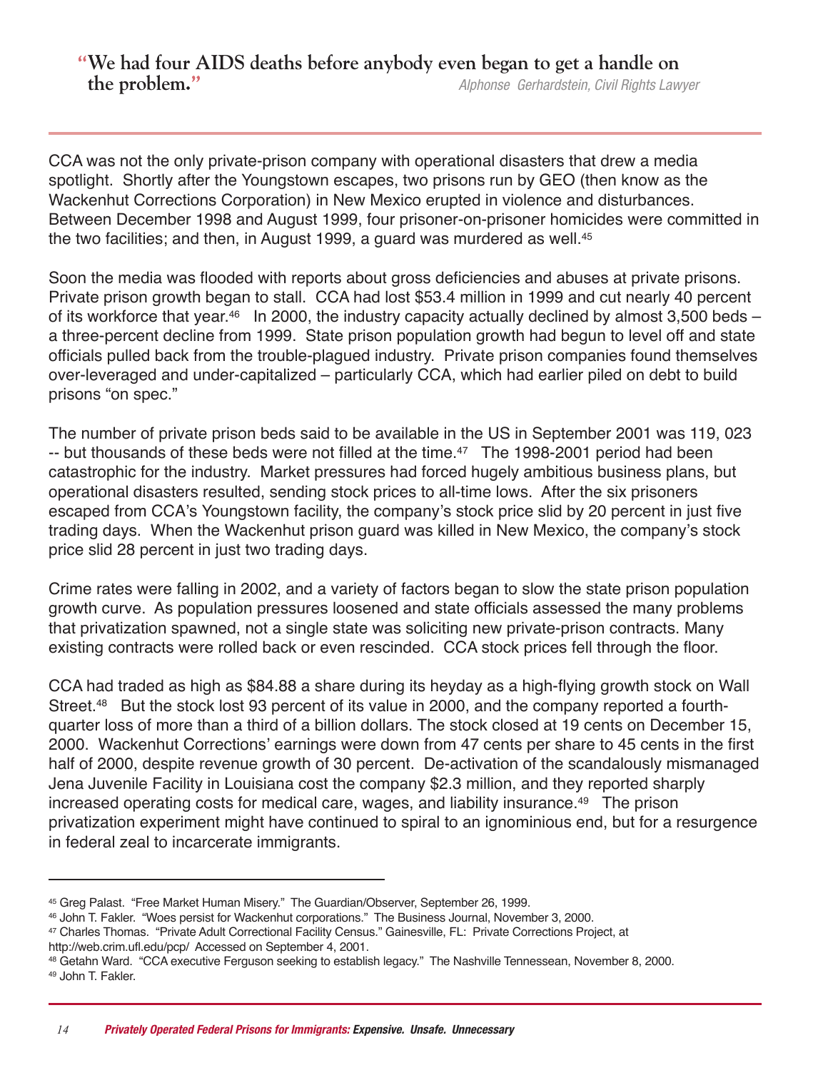> **"We had four AIDS deaths before anybody even began to get a handle on the problem."**
> *Alphonse Gerhardstein, Civil Rights Lawyer*

CCA was not the only private-prison company with operational disasters that drew a media spotlight. Shortly after the Youngstown escapes, two prisons run by GEO (then know as the Wackenhut Corrections Corporation) in New Mexico erupted in violence and disturbances. Between December 1998 and August 1999, four prisoner-on-prisoner homicides were committed in the two facilities; and then, in August 1999, a guard was murdered as well.[45]

Soon the media was flooded with reports about gross deficiencies and abuses at private prisons. Private prison growth began to stall. CCA had lost $53.4 million in 1999 and cut nearly 40 percent of its workforce that year.[46] In 2000, the industry capacity actually declined by almost 3,500 beds – a three-percent decline from 1999. State prison population growth had begun to level off and state officials pulled back from the trouble-plagued industry. Private prison companies found themselves over-leveraged and under-capitalized – particularly CCA, which had earlier piled on debt to build prisons "on spec."

The number of private prison beds said to be available in the US in September 2001 was 119, 023 -- but thousands of these beds were not filled at the time.[47] The 1998-2001 period had been catastrophic for the industry. Market pressures had forced hugely ambitious business plans, but operational disasters resulted, sending stock prices to all-time lows. After the six prisoners escaped from CCA's Youngstown facility, the company's stock price slid by 20 percent in just five trading days. When the Wackenhut prison guard was killed in New Mexico, the company's stock price slid 28 percent in just two trading days.

Crime rates were falling in 2002, and a variety of factors began to slow the state prison population growth curve. As population pressures loosened and state officials assessed the many problems that privatization spawned, not a single state was soliciting new private-prison contracts. Many existing contracts were rolled back or even rescinded. CCA stock prices fell through the floor.

CCA had traded as high as $84.88 a share during its heyday as a high-flying growth stock on Wall Street.[48] But the stock lost 93 percent of its value in 2000, and the company reported a fourth-quarter loss of more than a third of a billion dollars. The stock closed at 19 cents on December 15, 2000. Wackenhut Corrections' earnings were down from 47 cents per share to 45 cents in the first half of 2000, despite revenue growth of 30 percent. De-activation of the scandalously mismanaged Jena Juvenile Facility in Louisiana cost the company $2.3 million, and they reported sharply increased operating costs for medical care, wages, and liability insurance.[49] The prison privatization experiment might have continued to spiral to an ignominious end, but for a resurgence in federal zeal to incarcerate immigrants.

---

[45] Greg Palast. "Free Market Human Misery." The Guardian/Observer, September 26, 1999.

[46] John T. Fakler. "Woes persist for Wackenhut corporations." The Business Journal, November 3, 2000.

[47] Charles Thomas. "Private Adult Correctional Facility Census." Gainesville, FL: Private Corrections Project, at http://web.crim.ufl.edu/pcp/ Accessed on September 4, 2001.

[48] Getahn Ward. "CCA executive Ferguson seeking to establish legacy." The Nashville Tennessean, November 8, 2000.

[49] John T. Fakler.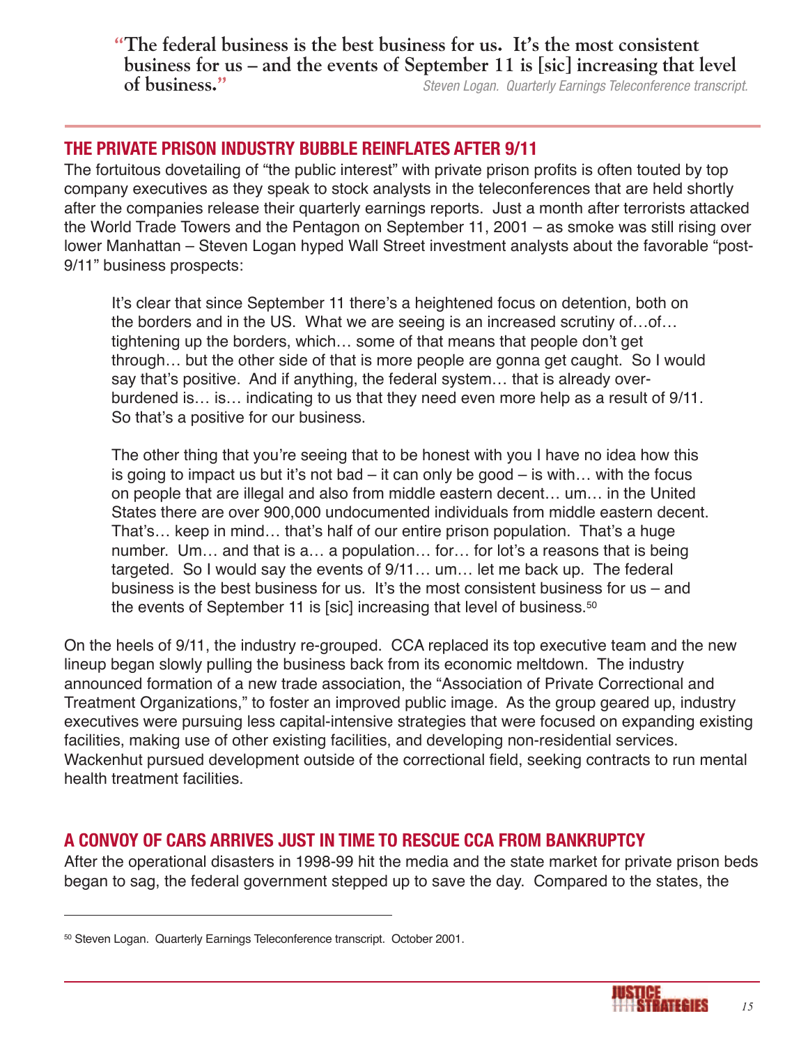> **"The federal business is the best business for us. It's the most consistent business for us – and the events of September 11 is [sic] increasing that level of business."**
>
> *Steven Logan. Quarterly Earnings Teleconference transcript.*

## THE PRIVATE PRISON INDUSTRY BUBBLE REINFLATES AFTER 9/11

The fortuitous dovetailing of "the public interest" with private prison profits is often touted by top company executives as they speak to stock analysts in the teleconferences that are held shortly after the companies release their quarterly earnings reports. Just a month after terrorists attacked the World Trade Towers and the Pentagon on September 11, 2001 – as smoke was still rising over lower Manhattan – Steven Logan hyped Wall Street investment analysts about the favorable "post-9/11" business prospects:

> It's clear that since September 11 there's a heightened focus on detention, both on the borders and in the US. What we are seeing is an increased scrutiny of…of… tightening up the borders, which… some of that means that people don't get through… but the other side of that is more people are gonna get caught. So I would say that's positive. And if anything, the federal system… that is already over-burdened is… is… indicating to us that they need even more help as a result of 9/11. So that's a positive for our business.
>
> The other thing that you're seeing that to be honest with you I have no idea how this is going to impact us but it's not bad – it can only be good – is with… with the focus on people that are illegal and also from middle eastern decent… um… in the United States there are over 900,000 undocumented individuals from middle eastern decent. That's… keep in mind… that's half of our entire prison population. That's a huge number. Um… and that is a… a population… for… for lot's a reasons that is being targeted. So I would say the events of 9/11… um… let me back up. The federal business is the best business for us. It's the most consistent business for us – and the events of September 11 is [sic] increasing that level of business.[50]

On the heels of 9/11, the industry re-grouped. CCA replaced its top executive team and the new lineup began slowly pulling the business back from its economic meltdown. The industry announced formation of a new trade association, the "Association of Private Correctional and Treatment Organizations," to foster an improved public image. As the group geared up, industry executives were pursuing less capital-intensive strategies that were focused on expanding existing facilities, making use of other existing facilities, and developing non-residential services. Wackenhut pursued development outside of the correctional field, seeking contracts to run mental health treatment facilities.

## A CONVOY OF CARS ARRIVES JUST IN TIME TO RESCUE CCA FROM BANKRUPTCY

After the operational disasters in 1998-99 hit the media and the state market for private prison beds began to sag, the federal government stepped up to save the day. Compared to the states, the

---

[50] Steven Logan. Quarterly Earnings Teleconference transcript. October 2001.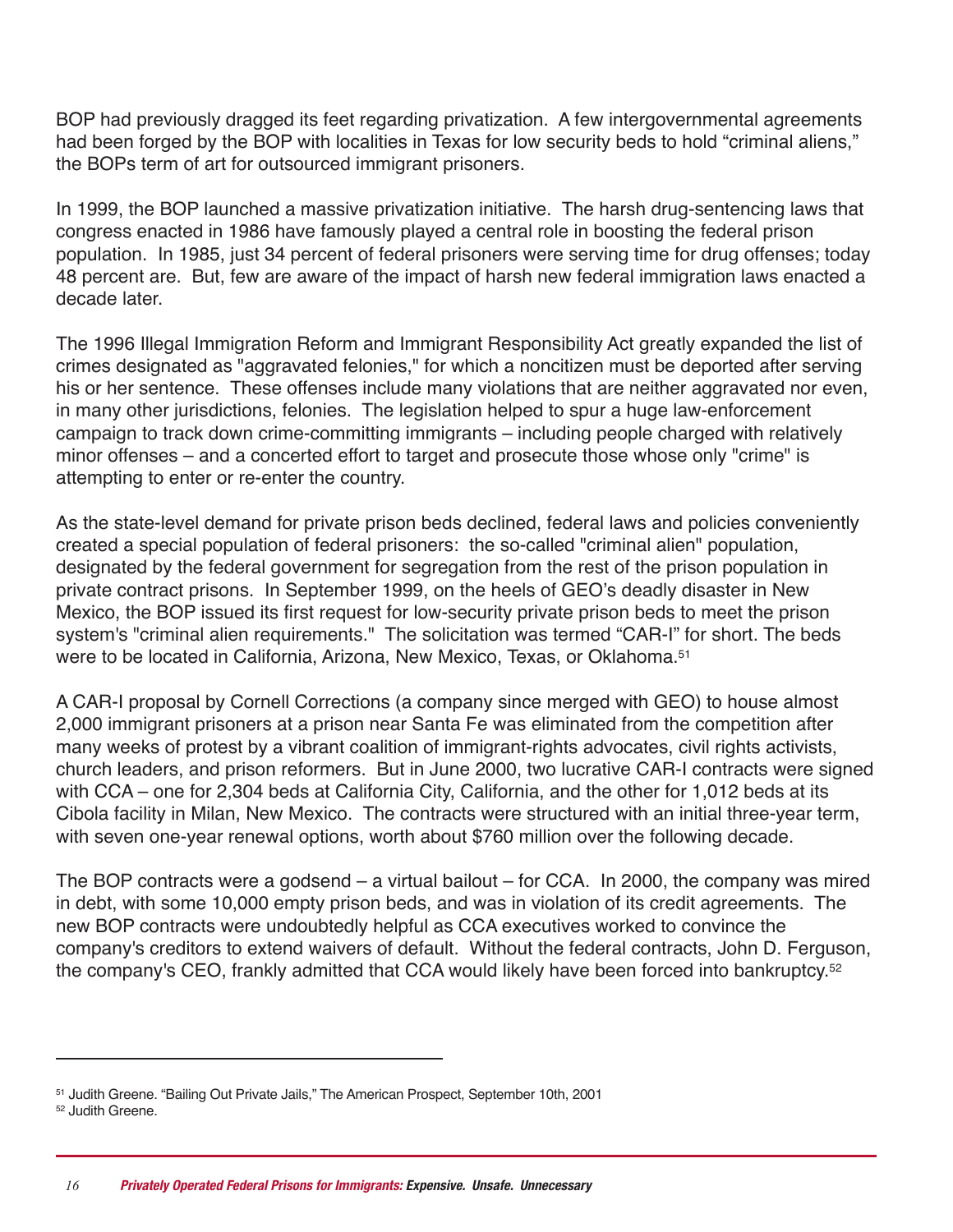BOP had previously dragged its feet regarding privatization. A few intergovernmental agreements had been forged by the BOP with localities in Texas for low security beds to hold "criminal aliens," the BOPs term of art for outsourced immigrant prisoners.

In 1999, the BOP launched a massive privatization initiative. The harsh drug-sentencing laws that congress enacted in 1986 have famously played a central role in boosting the federal prison population. In 1985, just 34 percent of federal prisoners were serving time for drug offenses; today 48 percent are. But, few are aware of the impact of harsh new federal immigration laws enacted a decade later.

The 1996 Illegal Immigration Reform and Immigrant Responsibility Act greatly expanded the list of crimes designated as "aggravated felonies," for which a noncitizen must be deported after serving his or her sentence. These offenses include many violations that are neither aggravated nor even, in many other jurisdictions, felonies. The legislation helped to spur a huge law-enforcement campaign to track down crime-committing immigrants – including people charged with relatively minor offenses – and a concerted effort to target and prosecute those whose only "crime" is attempting to enter or re-enter the country.

As the state-level demand for private prison beds declined, federal laws and policies conveniently created a special population of federal prisoners: the so-called "criminal alien" population, designated by the federal government for segregation from the rest of the prison population in private contract prisons. In September 1999, on the heels of GEO's deadly disaster in New Mexico, the BOP issued its first request for low-security private prison beds to meet the prison system's "criminal alien requirements." The solicitation was termed "CAR-I" for short. The beds were to be located in California, Arizona, New Mexico, Texas, or Oklahoma.[51]

A CAR-I proposal by Cornell Corrections (a company since merged with GEO) to house almost 2,000 immigrant prisoners at a prison near Santa Fe was eliminated from the competition after many weeks of protest by a vibrant coalition of immigrant-rights advocates, civil rights activists, church leaders, and prison reformers. But in June 2000, two lucrative CAR-I contracts were signed with CCA – one for 2,304 beds at California City, California, and the other for 1,012 beds at its Cibola facility in Milan, New Mexico. The contracts were structured with an initial three-year term, with seven one-year renewal options, worth about $760 million over the following decade.

The BOP contracts were a godsend – a virtual bailout – for CCA. In 2000, the company was mired in debt, with some 10,000 empty prison beds, and was in violation of its credit agreements. The new BOP contracts were undoubtedly helpful as CCA executives worked to convince the company's creditors to extend waivers of default. Without the federal contracts, John D. Ferguson, the company's CEO, frankly admitted that CCA would likely have been forced into bankruptcy.[52]

---

[51] Judith Greene. "Bailing Out Private Jails," The American Prospect, September 10th, 2001

[52] Judith Greene.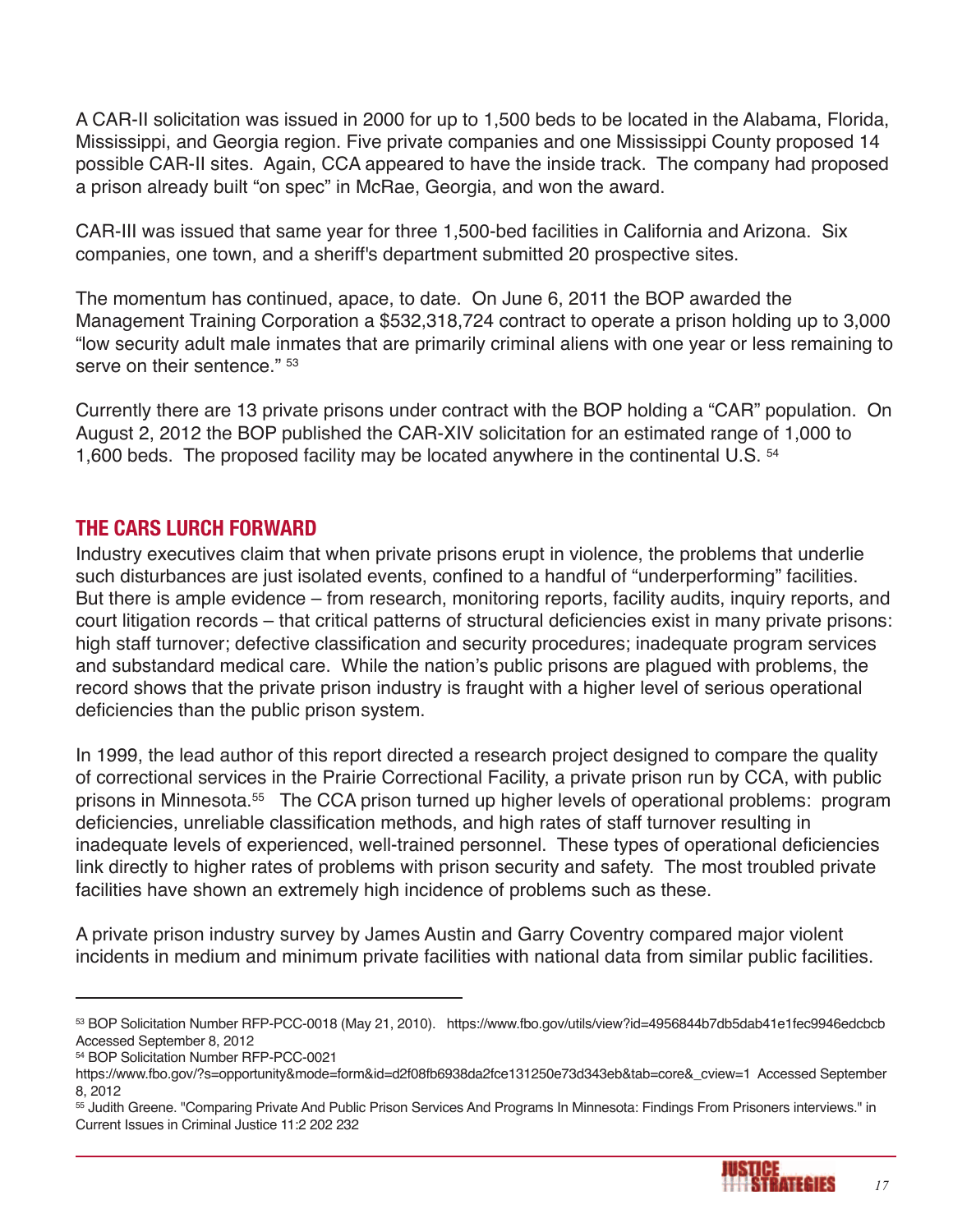A CAR-II solicitation was issued in 2000 for up to 1,500 beds to be located in the Alabama, Florida, Mississippi, and Georgia region. Five private companies and one Mississippi County proposed 14 possible CAR-II sites. Again, CCA appeared to have the inside track. The company had proposed a prison already built "on spec" in McRae, Georgia, and won the award.

CAR-III was issued that same year for three 1,500-bed facilities in California and Arizona. Six companies, one town, and a sheriff's department submitted 20 prospective sites.

The momentum has continued, apace, to date. On June 6, 2011 the BOP awarded the Management Training Corporation a $532,318,724 contract to operate a prison holding up to 3,000 "low security adult male inmates that are primarily criminal aliens with one year or less remaining to serve on their sentence." [53]

Currently there are 13 private prisons under contract with the BOP holding a "CAR" population. On August 2, 2012 the BOP published the CAR-XIV solicitation for an estimated range of 1,000 to 1,600 beds. The proposed facility may be located anywhere in the continental U.S. [54]

## THE CARS LURCH FORWARD

Industry executives claim that when private prisons erupt in violence, the problems that underlie such disturbances are just isolated events, confined to a handful of "underperforming" facilities. But there is ample evidence – from research, monitoring reports, facility audits, inquiry reports, and court litigation records – that critical patterns of structural deficiencies exist in many private prisons: high staff turnover; defective classification and security procedures; inadequate program services and substandard medical care. While the nation's public prisons are plagued with problems, the record shows that the private prison industry is fraught with a higher level of serious operational deficiencies than the public prison system.

In 1999, the lead author of this report directed a research project designed to compare the quality of correctional services in the Prairie Correctional Facility, a private prison run by CCA, with public prisons in Minnesota.[55] The CCA prison turned up higher levels of operational problems: program deficiencies, unreliable classification methods, and high rates of staff turnover resulting in inadequate levels of experienced, well-trained personnel. These types of operational deficiencies link directly to higher rates of problems with prison security and safety. The most troubled private facilities have shown an extremely high incidence of problems such as these.

A private prison industry survey by James Austin and Garry Coventry compared major violent incidents in medium and minimum private facilities with national data from similar public facilities.

---

[53] BOP Solicitation Number RFP-PCC-0018 (May 21, 2010). https://www.fbo.gov/utils/view?id=4956844b7db5dab41e1fec9946edcbcb Accessed September 8, 2012

[54] BOP Solicitation Number RFP-PCC-0021 https://www.fbo.gov/?s=opportunity&mode=form&id=d2f08fb6938da2fce131250e73d343eb&tab=core&_cview=1 Accessed September 8, 2012

[55] Judith Greene. "Comparing Private And Public Prison Services And Programs In Minnesota: Findings From Prisoners interviews." in Current Issues in Criminal Justice 11:2 202 232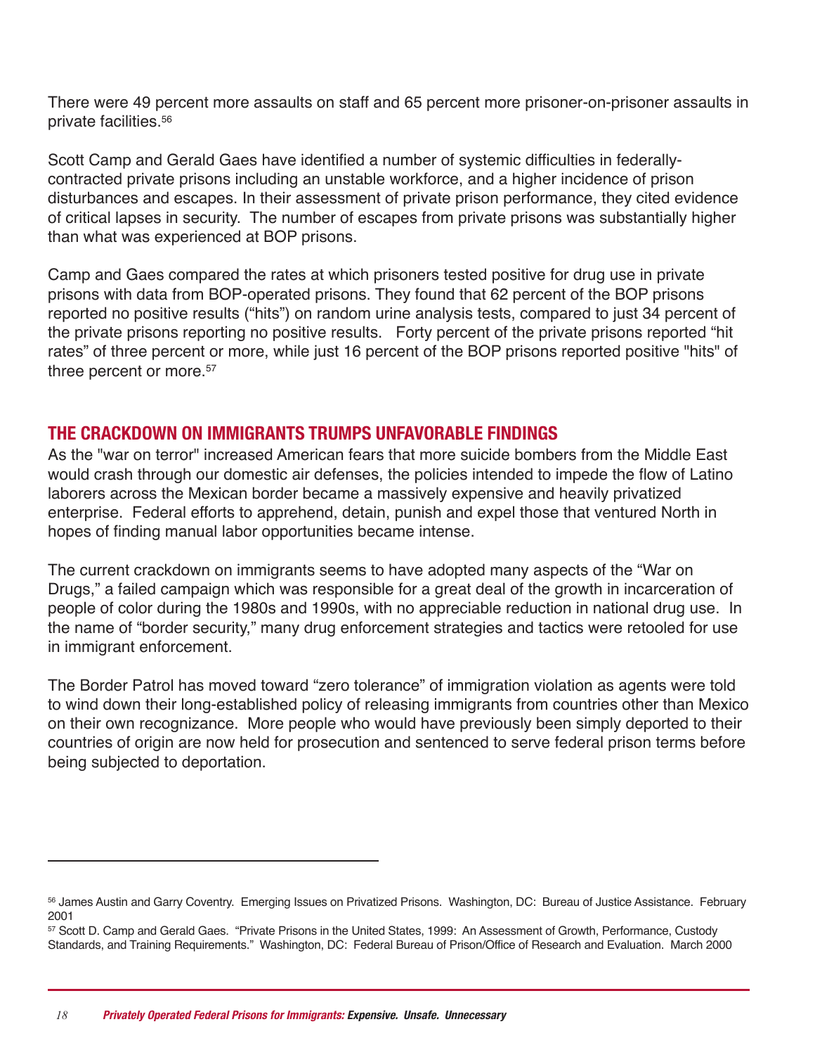There were 49 percent more assaults on staff and 65 percent more prisoner-on-prisoner assaults in private facilities.[56]

Scott Camp and Gerald Gaes have identified a number of systemic difficulties in federally-contracted private prisons including an unstable workforce, and a higher incidence of prison disturbances and escapes. In their assessment of private prison performance, they cited evidence of critical lapses in security. The number of escapes from private prisons was substantially higher than what was experienced at BOP prisons.

Camp and Gaes compared the rates at which prisoners tested positive for drug use in private prisons with data from BOP-operated prisons. They found that 62 percent of the BOP prisons reported no positive results ("hits") on random urine analysis tests, compared to just 34 percent of the private prisons reporting no positive results. Forty percent of the private prisons reported "hit rates" of three percent or more, while just 16 percent of the BOP prisons reported positive "hits" of three percent or more.[57]

## THE CRACKDOWN ON IMMIGRANTS TRUMPS UNFAVORABLE FINDINGS

As the "war on terror" increased American fears that more suicide bombers from the Middle East would crash through our domestic air defenses, the policies intended to impede the flow of Latino laborers across the Mexican border became a massively expensive and heavily privatized enterprise. Federal efforts to apprehend, detain, punish and expel those that ventured North in hopes of finding manual labor opportunities became intense.

The current crackdown on immigrants seems to have adopted many aspects of the "War on Drugs," a failed campaign which was responsible for a great deal of the growth in incarceration of people of color during the 1980s and 1990s, with no appreciable reduction in national drug use. In the name of "border security," many drug enforcement strategies and tactics were retooled for use in immigrant enforcement.

The Border Patrol has moved toward "zero tolerance" of immigration violation as agents were told to wind down their long-established policy of releasing immigrants from countries other than Mexico on their own recognizance. More people who would have previously been simply deported to their countries of origin are now held for prosecution and sentenced to serve federal prison terms before being subjected to deportation.

---

[56] James Austin and Garry Coventry. Emerging Issues on Privatized Prisons. Washington, DC: Bureau of Justice Assistance. February 2001

[57] Scott D. Camp and Gerald Gaes. "Private Prisons in the United States, 1999: An Assessment of Growth, Performance, Custody Standards, and Training Requirements." Washington, DC: Federal Bureau of Prison/Office of Research and Evaluation. March 2000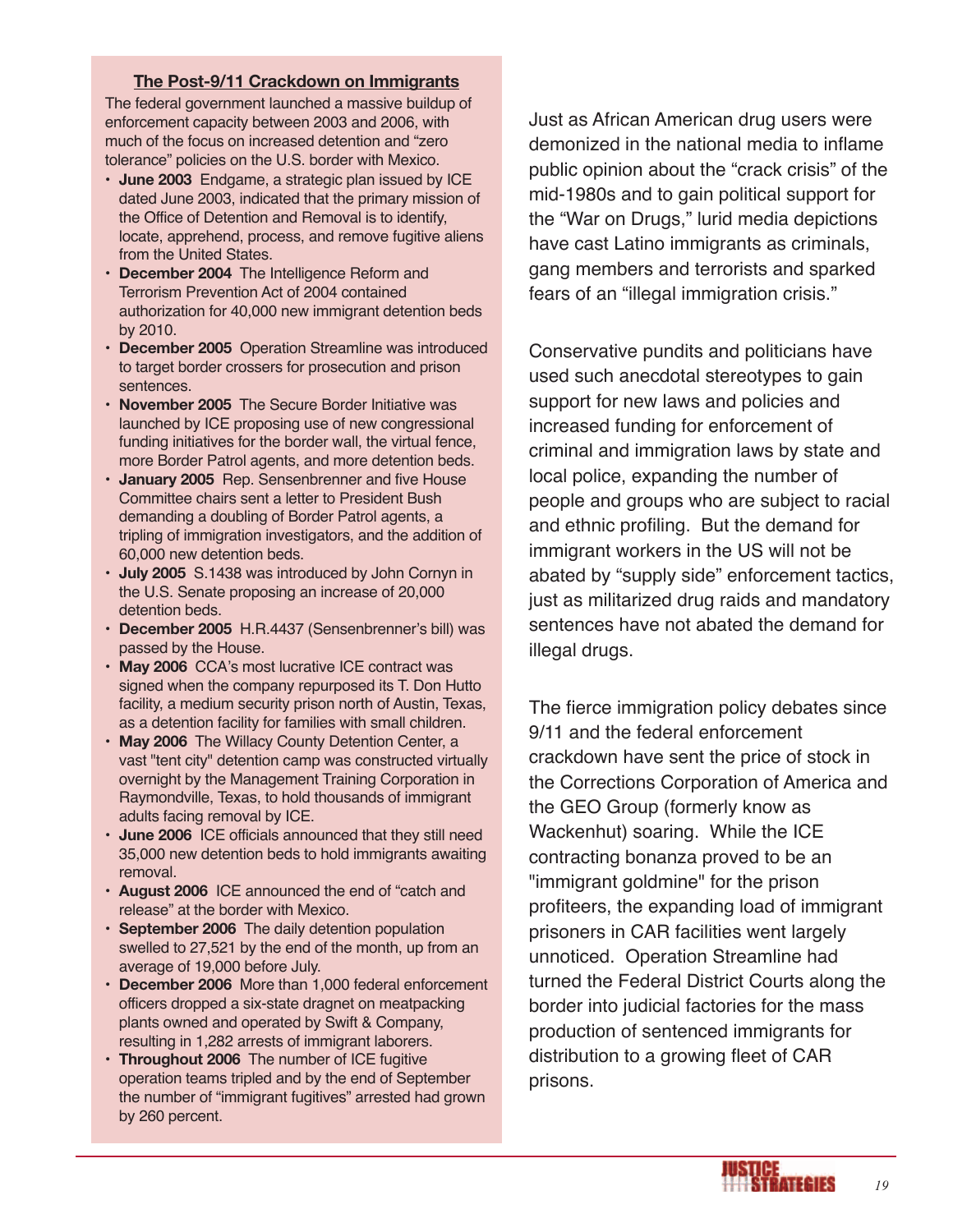### The Post-9/11 Crackdown on Immigrants

The federal government launched a massive buildup of enforcement capacity between 2003 and 2006, with much of the focus on increased detention and "zero tolerance" policies on the U.S. border with Mexico.

- **June 2003** Endgame, a strategic plan issued by ICE dated June 2003, indicated that the primary mission of the Office of Detention and Removal is to identify, locate, apprehend, process, and remove fugitive aliens from the United States.
- **December 2004** The Intelligence Reform and Terrorism Prevention Act of 2004 contained authorization for 40,000 new immigrant detention beds by 2010.
- **December 2005** Operation Streamline was introduced to target border crossers for prosecution and prison sentences.
- **November 2005** The Secure Border Initiative was launched by ICE proposing use of new congressional funding initiatives for the border wall, the virtual fence, more Border Patrol agents, and more detention beds.
- **January 2005** Rep. Sensenbrenner and five House Committee chairs sent a letter to President Bush demanding a doubling of Border Patrol agents, a tripling of immigration investigators, and the addition of 60,000 new detention beds.
- **July 2005** S.1438 was introduced by John Cornyn in the U.S. Senate proposing an increase of 20,000 detention beds.
- **December 2005** H.R.4437 (Sensenbrenner's bill) was passed by the House.
- **May 2006** CCA's most lucrative ICE contract was signed when the company repurposed its T. Don Hutto facility, a medium security prison north of Austin, Texas, as a detention facility for families with small children.
- **May 2006** The Willacy County Detention Center, a vast "tent city" detention camp was constructed virtually overnight by the Management Training Corporation in Raymondville, Texas, to hold thousands of immigrant adults facing removal by ICE.
- **June 2006** ICE officials announced that they still need 35,000 new detention beds to hold immigrants awaiting removal.
- **August 2006** ICE announced the end of "catch and release" at the border with Mexico.
- **September 2006** The daily detention population swelled to 27,521 by the end of the month, up from an average of 19,000 before July.
- **December 2006** More than 1,000 federal enforcement officers dropped a six-state dragnet on meatpacking plants owned and operated by Swift & Company, resulting in 1,282 arrests of immigrant laborers.
- **Throughout 2006** The number of ICE fugitive operation teams tripled and by the end of September the number of "immigrant fugitives" arrested had grown by 260 percent.

Just as African American drug users were demonized in the national media to inflame public opinion about the "crack crisis" of the mid-1980s and to gain political support for the "War on Drugs," lurid media depictions have cast Latino immigrants as criminals, gang members and terrorists and sparked fears of an "illegal immigration crisis."

Conservative pundits and politicians have used such anecdotal stereotypes to gain support for new laws and policies and increased funding for enforcement of criminal and immigration laws by state and local police, expanding the number of people and groups who are subject to racial and ethnic profiling. But the demand for immigrant workers in the US will not be abated by "supply side" enforcement tactics, just as militarized drug raids and mandatory sentences have not abated the demand for illegal drugs.

The fierce immigration policy debates since 9/11 and the federal enforcement crackdown have sent the price of stock in the Corrections Corporation of America and the GEO Group (formerly know as Wackenhut) soaring. While the ICE contracting bonanza proved to be an "immigrant goldmine" for the prison profiteers, the expanding load of immigrant prisoners in CAR facilities went largely unnoticed. Operation Streamline had turned the Federal District Courts along the border into judicial factories for the mass production of sentenced immigrants for distribution to a growing fleet of CAR prisons.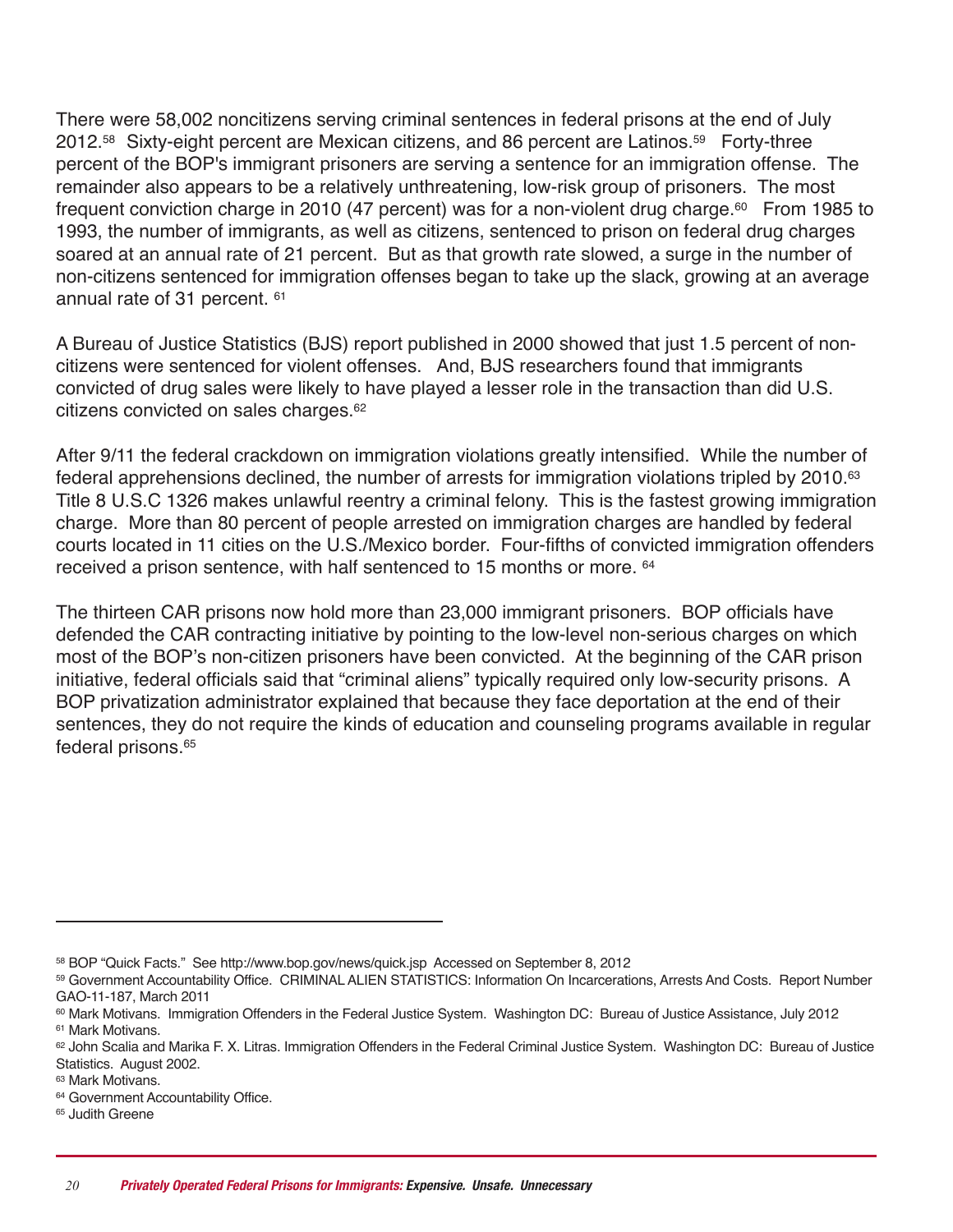There were 58,002 noncitizens serving criminal sentences in federal prisons at the end of July 2012.[58] Sixty-eight percent are Mexican citizens, and 86 percent are Latinos.[59] Forty-three percent of the BOP's immigrant prisoners are serving a sentence for an immigration offense. The remainder also appears to be a relatively unthreatening, low-risk group of prisoners. The most frequent conviction charge in 2010 (47 percent) was for a non-violent drug charge.[60] From 1985 to 1993, the number of immigrants, as well as citizens, sentenced to prison on federal drug charges soared at an annual rate of 21 percent. But as that growth rate slowed, a surge in the number of non-citizens sentenced for immigration offenses began to take up the slack, growing at an average annual rate of 31 percent.[61]

A Bureau of Justice Statistics (BJS) report published in 2000 showed that just 1.5 percent of non-citizens were sentenced for violent offenses. And, BJS researchers found that immigrants convicted of drug sales were likely to have played a lesser role in the transaction than did U.S. citizens convicted on sales charges.[62]

After 9/11 the federal crackdown on immigration violations greatly intensified. While the number of federal apprehensions declined, the number of arrests for immigration violations tripled by 2010.[63] Title 8 U.S.C 1326 makes unlawful reentry a criminal felony. This is the fastest growing immigration charge. More than 80 percent of people arrested on immigration charges are handled by federal courts located in 11 cities on the U.S./Mexico border. Four-fifths of convicted immigration offenders received a prison sentence, with half sentenced to 15 months or more.[64]

The thirteen CAR prisons now hold more than 23,000 immigrant prisoners. BOP officials have defended the CAR contracting initiative by pointing to the low-level non-serious charges on which most of the BOP's non-citizen prisoners have been convicted. At the beginning of the CAR prison initiative, federal officials said that "criminal aliens" typically required only low-security prisons. A BOP privatization administrator explained that because they face deportation at the end of their sentences, they do not require the kinds of education and counseling programs available in regular federal prisons.[65]

---

[58] BOP "Quick Facts." See http://www.bop.gov/news/quick.jsp Accessed on September 8, 2012

[59] Government Accountability Office. CRIMINAL ALIEN STATISTICS: Information On Incarcerations, Arrests And Costs. Report Number GAO-11-187, March 2011

[60] Mark Motivans. Immigration Offenders in the Federal Justice System. Washington DC: Bureau of Justice Assistance, July 2012

[61] Mark Motivans.

[62] John Scalia and Marika F. X. Litras. Immigration Offenders in the Federal Criminal Justice System. Washington DC: Bureau of Justice Statistics. August 2002.

[63] Mark Motivans.

[64] Government Accountability Office.

[65] Judith Greene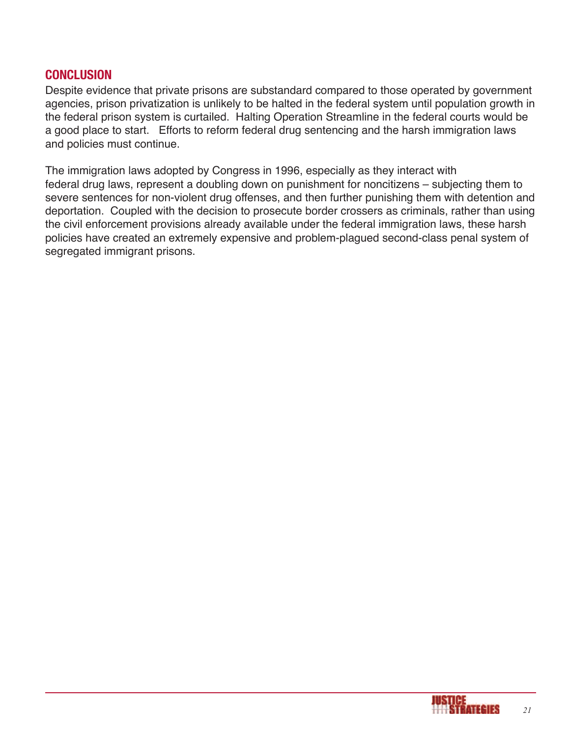## CONCLUSION

Despite evidence that private prisons are substandard compared to those operated by government agencies, prison privatization is unlikely to be halted in the federal system until population growth in the federal prison system is curtailed. Halting Operation Streamline in the federal courts would be a good place to start. Efforts to reform federal drug sentencing and the harsh immigration laws and policies must continue.

The immigration laws adopted by Congress in 1996, especially as they interact with federal drug laws, represent a doubling down on punishment for noncitizens – subjecting them to severe sentences for non-violent drug offenses, and then further punishing them with detention and deportation. Coupled with the decision to prosecute border crossers as criminals, rather than using the civil enforcement provisions already available under the federal immigration laws, these harsh policies have created an extremely expensive and problem-plagued second-class penal system of segregated immigrant prisons.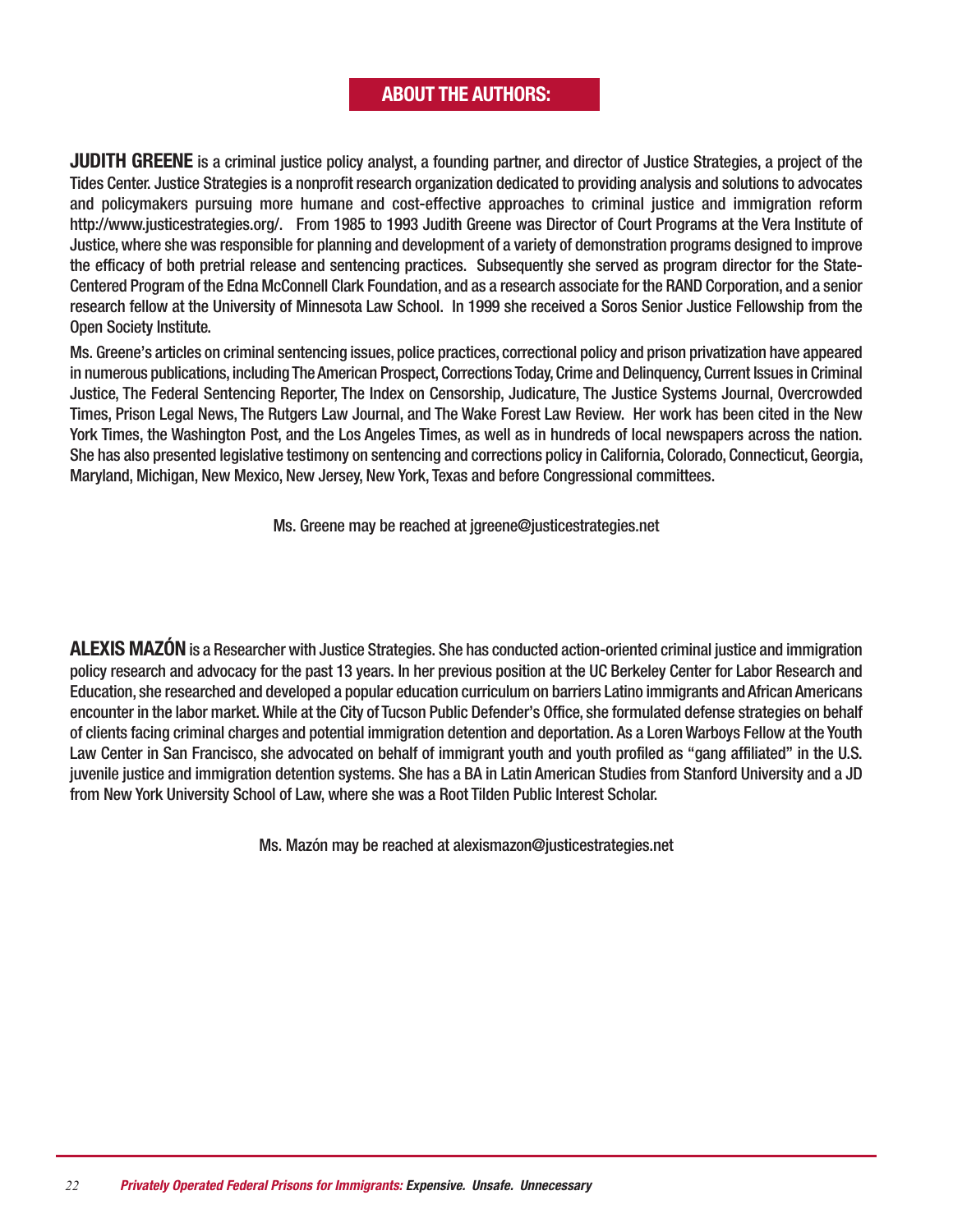## ABOUT THE AUTHORS:

**JUDITH GREENE** is a criminal justice policy analyst, a founding partner, and director of Justice Strategies, a project of the Tides Center. Justice Strategies is a nonprofit research organization dedicated to providing analysis and solutions to advocates and policymakers pursuing more humane and cost-effective approaches to criminal justice and immigration reform http://www.justicestrategies.org/. From 1985 to 1993 Judith Greene was Director of Court Programs at the Vera Institute of Justice, where she was responsible for planning and development of a variety of demonstration programs designed to improve the efficacy of both pretrial release and sentencing practices. Subsequently she served as program director for the State-Centered Program of the Edna McConnell Clark Foundation, and as a research associate for the RAND Corporation, and a senior research fellow at the University of Minnesota Law School. In 1999 she received a Soros Senior Justice Fellowship from the Open Society Institute.

Ms. Greene's articles on criminal sentencing issues, police practices, correctional policy and prison privatization have appeared in numerous publications, including The American Prospect, Corrections Today, Crime and Delinquency, Current Issues in Criminal Justice, The Federal Sentencing Reporter, The Index on Censorship, Judicature, The Justice Systems Journal, Overcrowded Times, Prison Legal News, The Rutgers Law Journal, and The Wake Forest Law Review. Her work has been cited in the New York Times, the Washington Post, and the Los Angeles Times, as well as in hundreds of local newspapers across the nation. She has also presented legislative testimony on sentencing and corrections policy in California, Colorado, Connecticut, Georgia, Maryland, Michigan, New Mexico, New Jersey, New York, Texas and before Congressional committees.

Ms. Greene may be reached at jgreene@justicestrategies.net

**ALEXIS MAZÓN** is a Researcher with Justice Strategies. She has conducted action-oriented criminal justice and immigration policy research and advocacy for the past 13 years. In her previous position at the UC Berkeley Center for Labor Research and Education, she researched and developed a popular education curriculum on barriers Latino immigrants and African Americans encounter in the labor market. While at the City of Tucson Public Defender's Office, she formulated defense strategies on behalf of clients facing criminal charges and potential immigration detention and deportation. As a Loren Warboys Fellow at the Youth Law Center in San Francisco, she advocated on behalf of immigrant youth and youth profiled as "gang affiliated" in the U.S. juvenile justice and immigration detention systems. She has a BA in Latin American Studies from Stanford University and a JD from New York University School of Law, where she was a Root Tilden Public Interest Scholar.

Ms. Mazón may be reached at alexismazon@justicestrategies.net